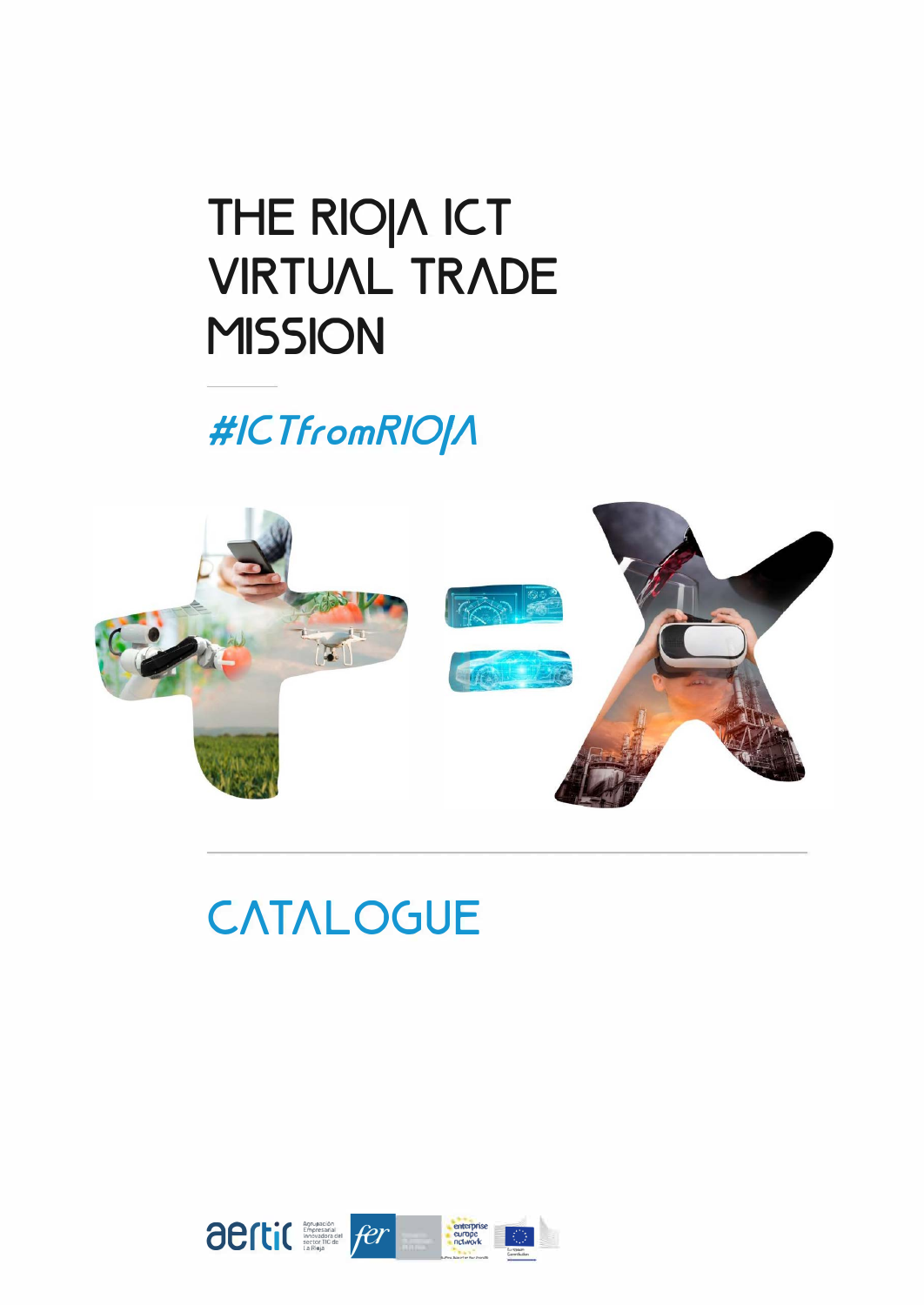# THE RIOJA ICT VIRTUAL TRADE MISSION

## #ICTfromRIOJA

## CATALOGUE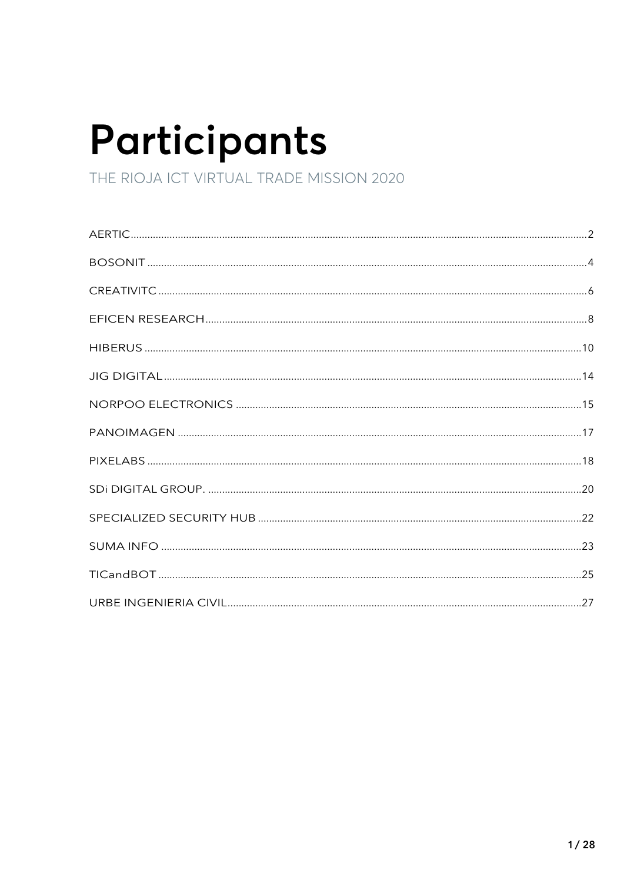# Participants

THE RIOJA ICT VIRTUAL TRADE MISSION 2020

AERTIC..........2

BOSONIT..........4

CREATIVITC..........6

EFICEN RESEARCH..........8

HIBERUS..........10

JIG DIGITAL..........14

NORPOO ELECTRONICS..........15

PANOIMAGEN..........17

PIXELABS..........18

SDi DIGITAL GROUP...........20

SPECIALIZED SECURITY HUB..........22

SUMA INFO..........23

TICandBOT..........25

URBE INGENIERIA CIVIL..........27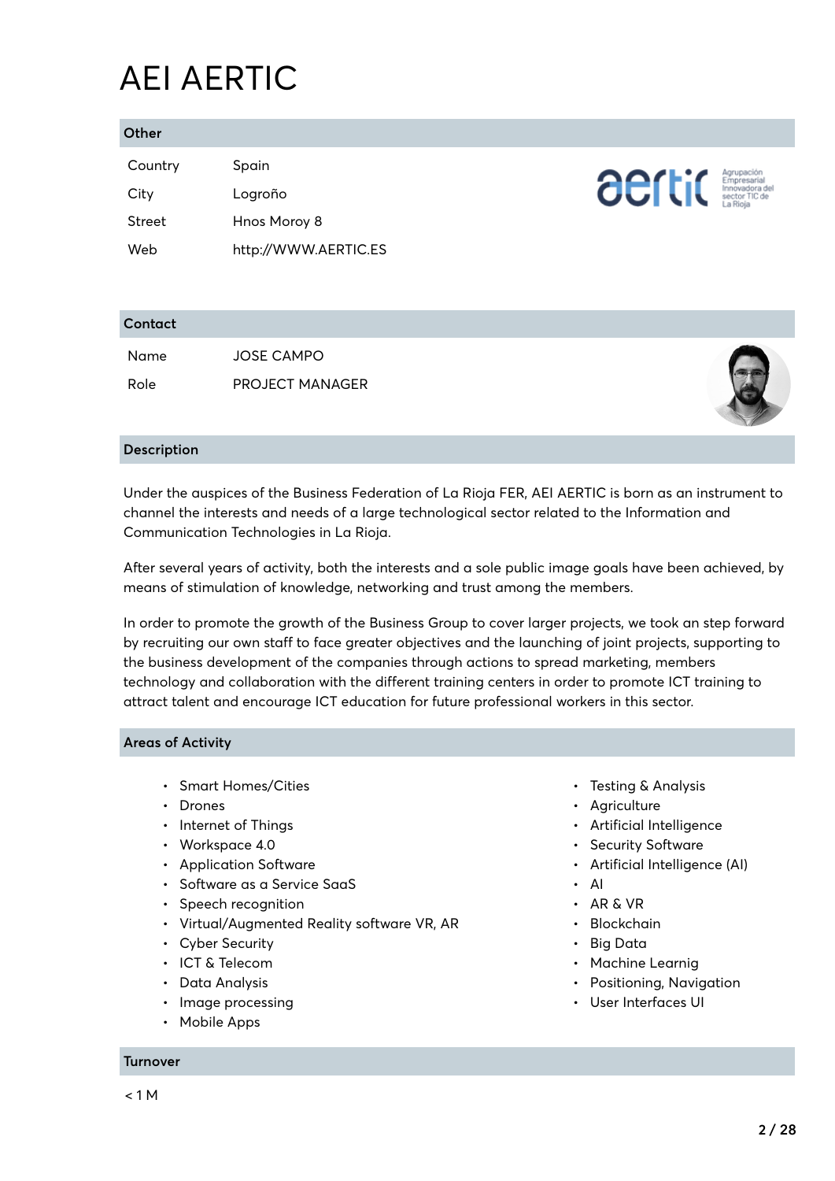# AEI AERTIC

## Other

| | |
|---|---|
| Country | Spain |
| City | Logroño |
| Street | Hnos Moroy 8 |
| Web | http://WWW.AERTIC.ES |

## Contact

| | |
|---|---|
| Name | JOSE CAMPO |
| Role | PROJECT MANAGER |

## Description

Under the auspices of the Business Federation of La Rioja FER, AEI AERTIC is born as an instrument to channel the interests and needs of a large technological sector related to the Information and Communication Technologies in La Rioja.

After several years of activity, both the interests and a sole public image goals have been achieved, by means of stimulation of knowledge, networking and trust among the members.

In order to promote the growth of the Business Group to cover larger projects, we took an step forward by recruiting our own staff to face greater objectives and the launching of joint projects, supporting to the business development of the companies through actions to spread marketing, members technology and collaboration with the different training centers in order to promote ICT training to attract talent and encourage ICT education for future professional workers in this sector.

## Areas of Activity

- Smart Homes/Cities
- Drones
- Internet of Things
- Workspace 4.0
- Application Software
- Software as a Service SaaS
- Speech recognition
- Virtual/Augmented Reality software VR, AR
- Cyber Security
- ICT & Telecom
- Data Analysis
- Image processing
- Mobile Apps
- Testing & Analysis
- Agriculture
- Artificial Intelligence
- Security Software
- Artificial Intelligence (AI)
- AI
- AR & VR
- Blockchain
- Big Data
- Machine Learnig
- Positioning, Navigation
- User Interfaces UI

## Turnover

< 1 M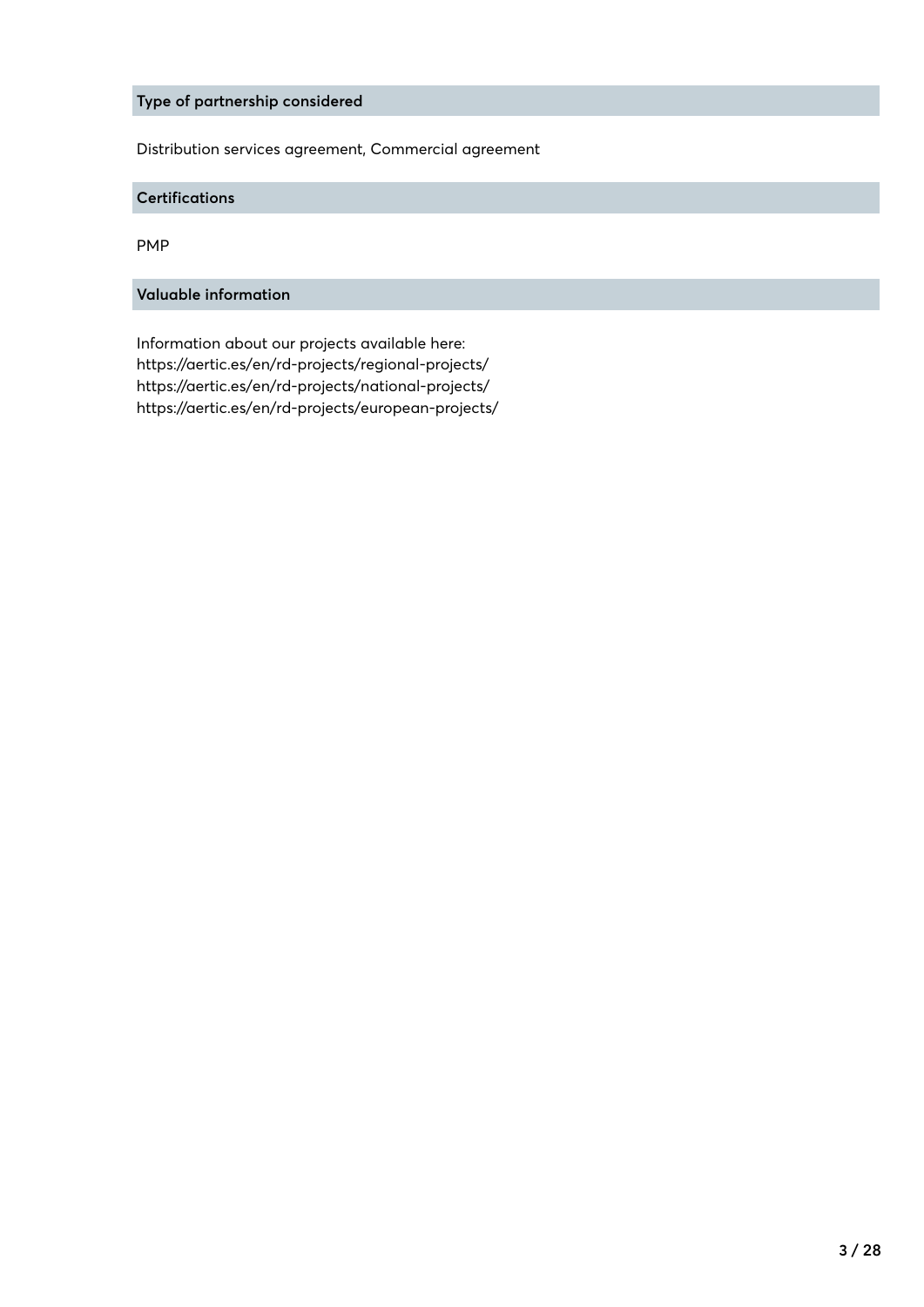### Type of partnership considered

Distribution services agreement, Commercial agreement

### Certifications

PMP

### Valuable information

Information about our projects available here:
https://aertic.es/en/rd-projects/regional-projects/
https://aertic.es/en/rd-projects/national-projects/
https://aertic.es/en/rd-projects/european-projects/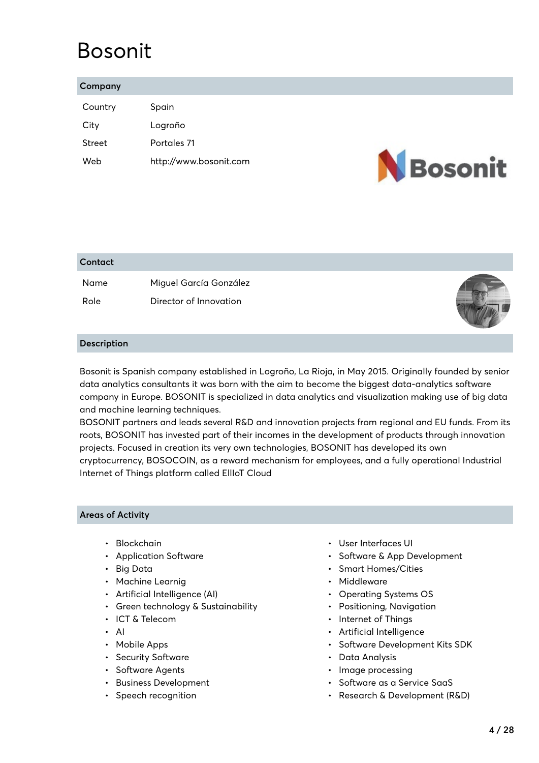# Bosonit

## Company

| | |
|---|---|
| Country | Spain |
| City | Logroño |
| Street | Portales 71 |
| Web | http://www.bosonit.com |

## Contact

| | |
|---|---|
| Name | Miguel García González |
| Role | Director of Innovation |

## Description

Bosonit is Spanish company established in Logroño, La Rioja, in May 2015. Originally founded by senior data analytics consultants it was born with the aim to become the biggest data-analytics software company in Europe. BOSONIT is specialized in data analytics and visualization making use of big data and machine learning techniques.
BOSONIT partners and leads several R&D and innovation projects from regional and EU funds. From its roots, BOSONIT has invested part of their incomes in the development of products through innovation projects. Focused in creation its very own technologies, BOSONIT has developed its own cryptocurrency, BOSOCOIN, as a reward mechanism for employees, and a fully operational Industrial Internet of Things platform called EIIIoT Cloud

## Areas of Activity

- Blockchain
- Application Software
- Big Data
- Machine Learnig
- Artificial Intelligence (AI)
- Green technology & Sustainability
- ICT & Telecom
- AI
- Mobile Apps
- Security Software
- Software Agents
- Business Development
- Speech recognition
- User Interfaces UI
- Software & App Development
- Smart Homes/Cities
- Middleware
- Operating Systems OS
- Positioning, Navigation
- Internet of Things
- Artificial Intelligence
- Software Development Kits SDK
- Data Analysis
- Image processing
- Software as a Service SaaS
- Research & Development (R&D)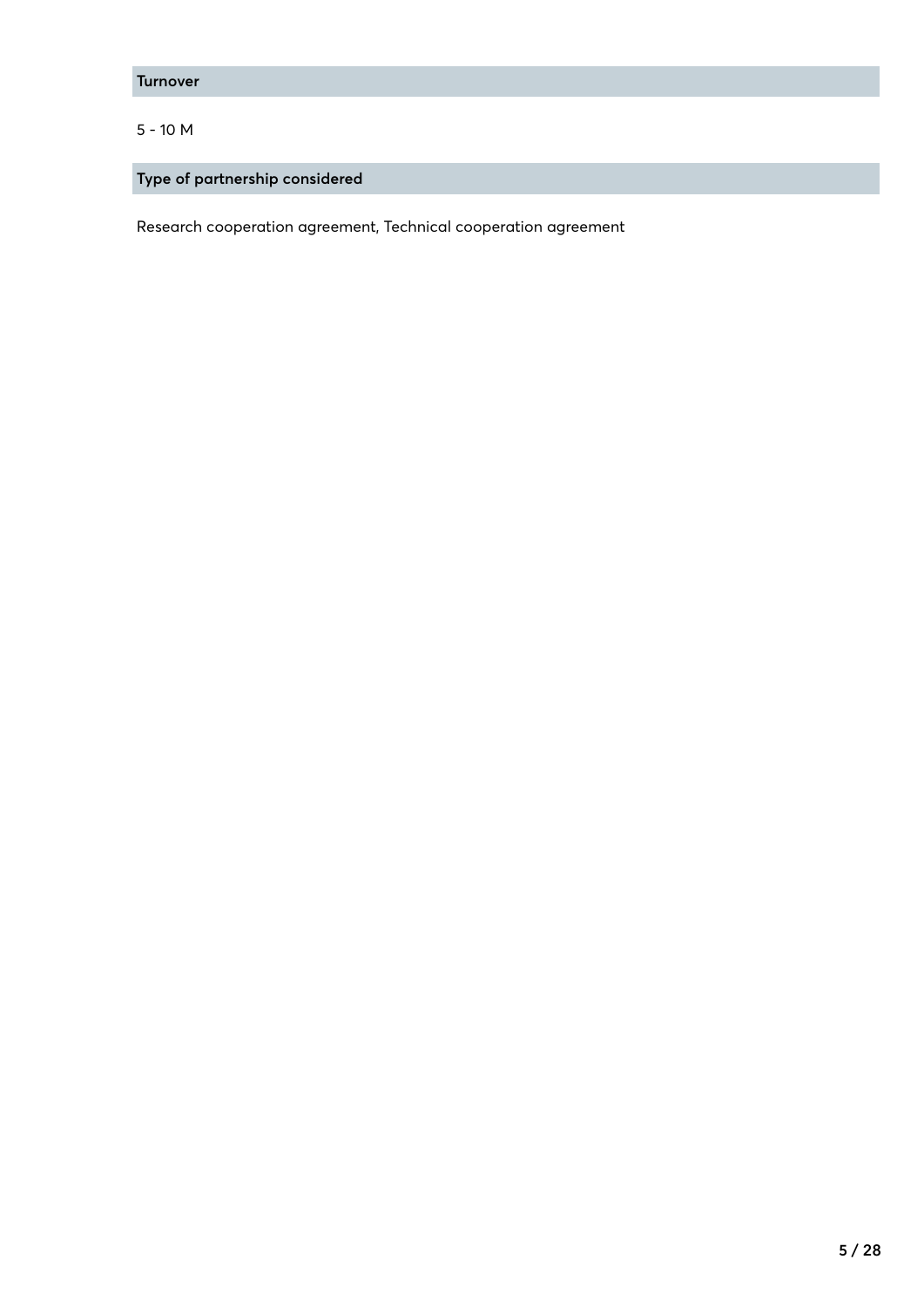## Turnover

5 - 10 M

## Type of partnership considered

Research cooperation agreement, Technical cooperation agreement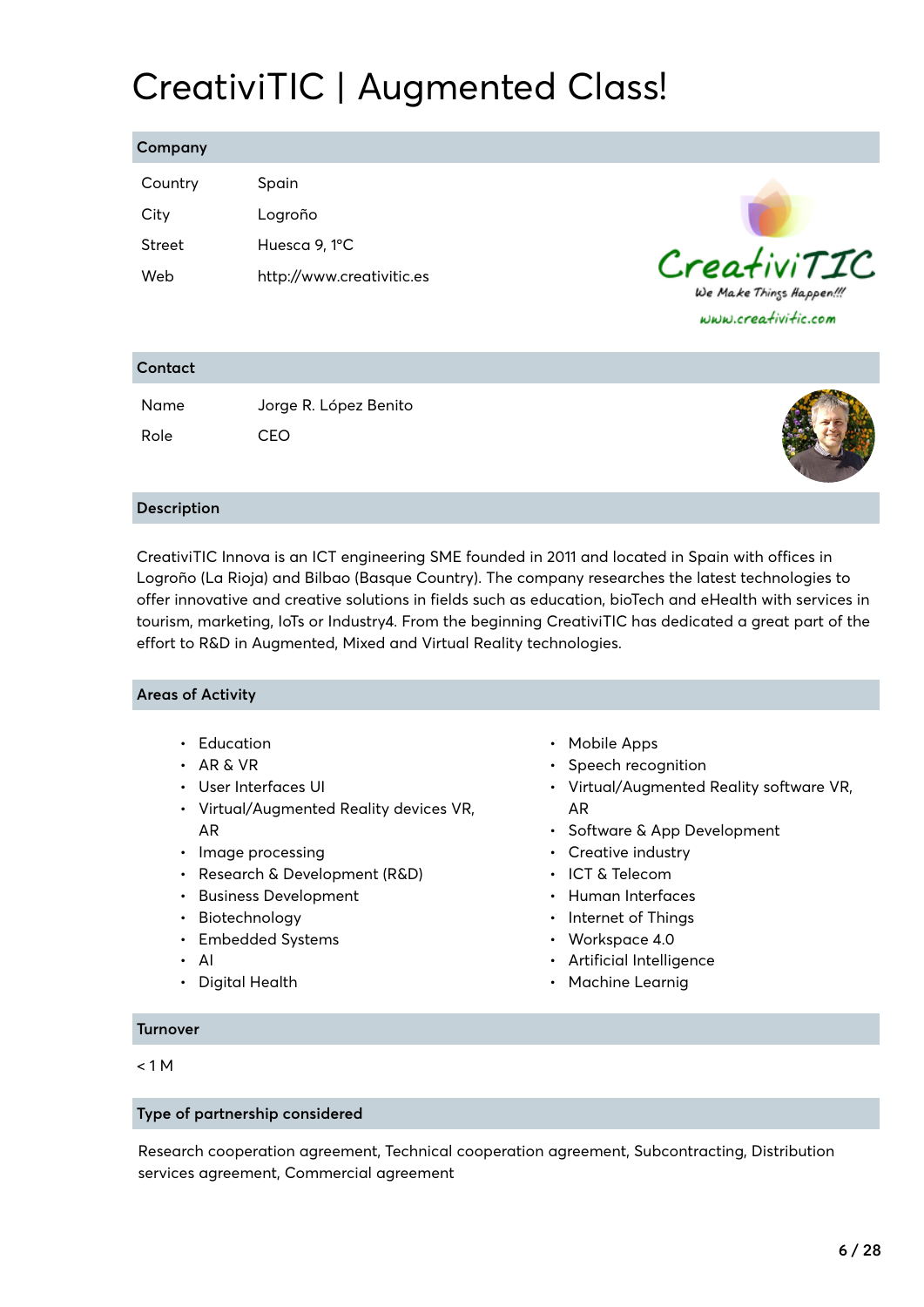# CreativiTIC | Augmented Class!

## Company

| | |
|---|---|
| Country | Spain |
| City | Logroño |
| Street | Huesca 9, 1°C |
| Web | http://www.creativitic.es |

## Contact

| | |
|---|---|
| Name | Jorge R. López Benito |
| Role | CEO |

## Description

CreativiTIC Innova is an ICT engineering SME founded in 2011 and located in Spain with offices in Logroño (La Rioja) and Bilbao (Basque Country). The company researches the latest technologies to offer innovative and creative solutions in fields such as education, bioTech and eHealth with services in tourism, marketing, IoTs or Industry4. From the beginning CreativiTIC has dedicated a great part of the effort to R&D in Augmented, Mixed and Virtual Reality technologies.

## Areas of Activity

- Education
- AR & VR
- User Interfaces UI
- Virtual/Augmented Reality devices VR, AR
- Image processing
- Research & Development (R&D)
- Business Development
- Biotechnology
- Embedded Systems
- AI
- Digital Health
- Mobile Apps
- Speech recognition
- Virtual/Augmented Reality software VR, AR
- Software & App Development
- Creative industry
- ICT & Telecom
- Human Interfaces
- Internet of Things
- Workspace 4.0
- Artificial Intelligence
- Machine Learnig

## Turnover

< 1 M

## Type of partnership considered

Research cooperation agreement, Technical cooperation agreement, Subcontracting, Distribution services agreement, Commercial agreement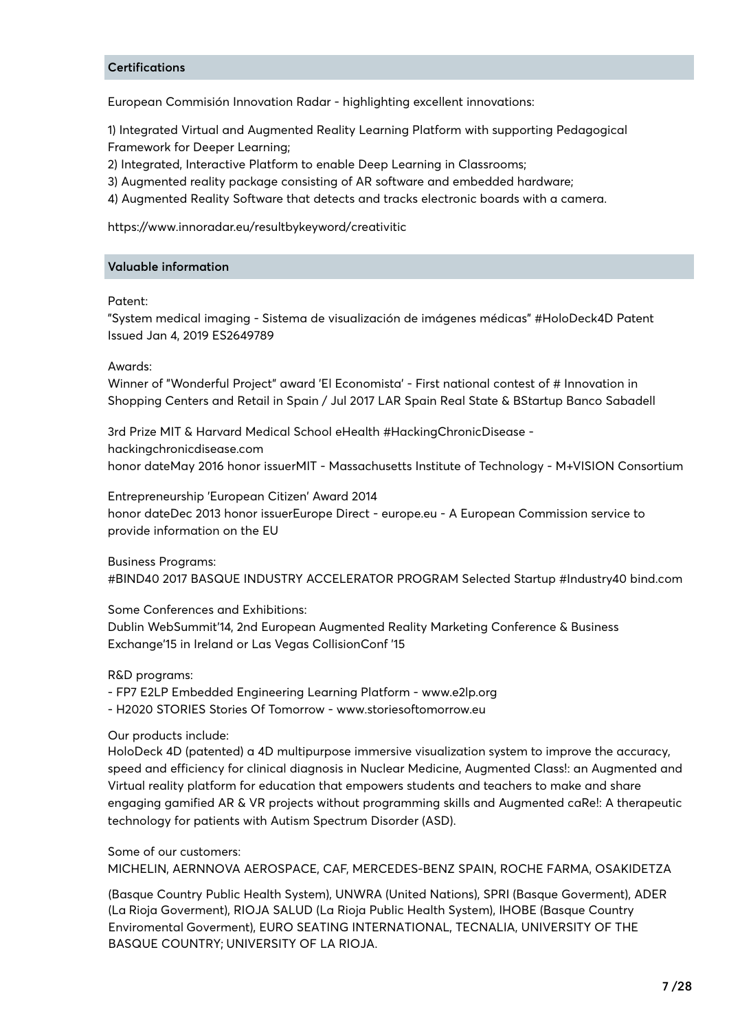## Certifications

European Commisión Innovation Radar - highlighting excellent innovations:

1) Integrated Virtual and Augmented Reality Learning Platform with supporting Pedagogical Framework for Deeper Learning;
2) Integrated, Interactive Platform to enable Deep Learning in Classrooms;
3) Augmented reality package consisting of AR software and embedded hardware;
4) Augmented Reality Software that detects and tracks electronic boards with a camera.

https://www.innoradar.eu/resultbykeyword/creativitic

## Valuable information

Patent:
"System medical imaging - Sistema de visualización de imágenes médicas" #HoloDeck4D Patent Issued Jan 4, 2019 ES2649789

Awards:
Winner of "Wonderful Project" award 'El Economista' - First national contest of # Innovation in Shopping Centers and Retail in Spain / Jul 2017 LAR Spain Real State & BStartup Banco Sabadell

3rd Prize MIT & Harvard Medical School eHealth #HackingChronicDisease - hackingchronicdisease.com
honor dateMay 2016 honor issuerMIT - Massachusetts Institute of Technology - M+VISION Consortium

Entrepreneurship 'European Citizen' Award 2014
honor dateDec 2013 honor issuerEurope Direct - europe.eu - A European Commission service to provide information on the EU

Business Programs:
#BIND40 2017 BASQUE INDUSTRY ACCELERATOR PROGRAM Selected Startup #Industry40 bind.com

Some Conferences and Exhibitions:
Dublin WebSummit'14, 2nd European Augmented Reality Marketing Conference & Business Exchange'15 in Ireland or Las Vegas CollisionConf '15

R&D programs:
- FP7 E2LP Embedded Engineering Learning Platform - www.e2lp.org
- H2020 STORIES Stories Of Tomorrow - www.storiesoftomorrow.eu

Our products include:
HoloDeck 4D (patented) a 4D multipurpose immersive visualization system to improve the accuracy, speed and efficiency for clinical diagnosis in Nuclear Medicine, Augmented Class!: an Augmented and Virtual reality platform for education that empowers students and teachers to make and share engaging gamified AR & VR projects without programming skills and Augmented caRe!: A therapeutic technology for patients with Autism Spectrum Disorder (ASD).

Some of our customers:
MICHELIN, AERNNOVA AEROSPACE, CAF, MERCEDES-BENZ SPAIN, ROCHE FARMA, OSAKIDETZA

(Basque Country Public Health System), UNWRA (United Nations), SPRI (Basque Goverment), ADER (La Rioja Goverment), RIOJA SALUD (La Rioja Public Health System), IHOBE (Basque Country Enviromental Goverment), EURO SEATING INTERNATIONAL, TECNALIA, UNIVERSITY OF THE BASQUE COUNTRY; UNIVERSITY OF LA RIOJA.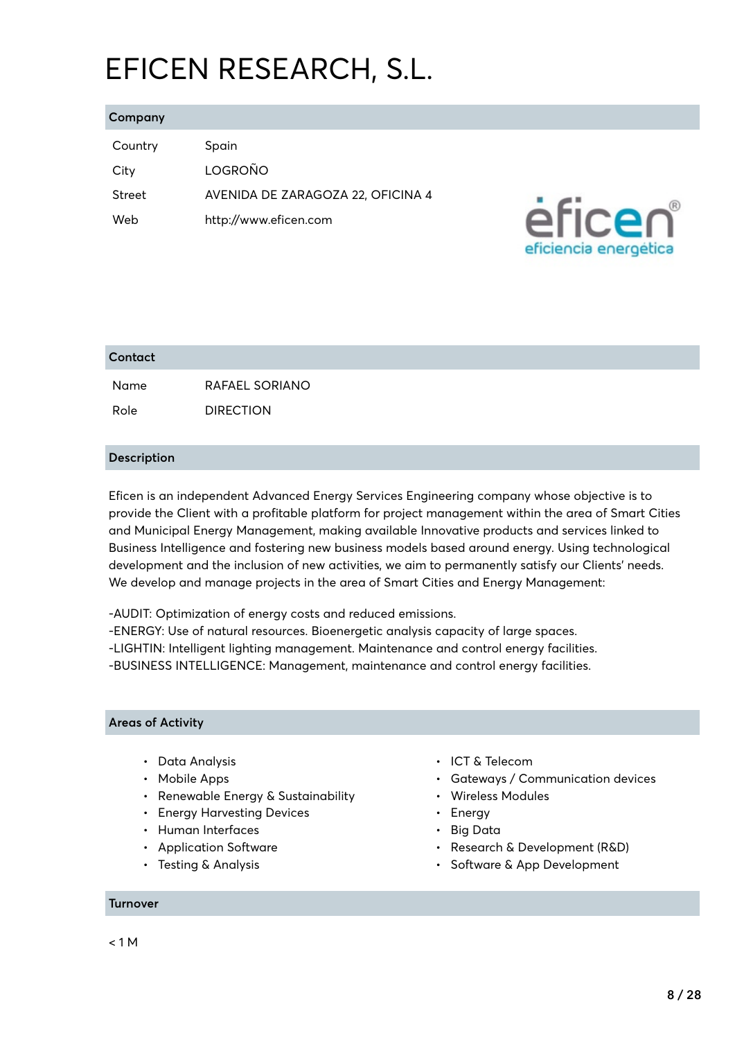# EFICEN RESEARCH, S.L.

## Company

| | |
|---|---|
| Country | Spain |
| City | LOGROÑO |
| Street | AVENIDA DE ZARAGOZA 22, OFICINA 4 |
| Web | http://www.eficen.com |

## Contact

| | |
|---|---|
| Name | RAFAEL SORIANO |
| Role | DIRECTION |

## Description

Eficen is an independent Advanced Energy Services Engineering company whose objective is to provide the Client with a profitable platform for project management within the area of Smart Cities and Municipal Energy Management, making available Innovative products and services linked to Business Intelligence and fostering new business models based around energy. Using technological development and the inclusion of new activities, we aim to permanently satisfy our Clients' needs. We develop and manage projects in the area of Smart Cities and Energy Management:

-AUDIT: Optimization of energy costs and reduced emissions.
-ENERGY: Use of natural resources. Bioenergetic analysis capacity of large spaces.
-LIGHTIN: Intelligent lighting management. Maintenance and control energy facilities.
-BUSINESS INTELLIGENCE: Management, maintenance and control energy facilities.

## Areas of Activity

- Data Analysis
- Mobile Apps
- Renewable Energy & Sustainability
- Energy Harvesting Devices
- Human Interfaces
- Application Software
- Testing & Analysis
- ICT & Telecom
- Gateways / Communication devices
- Wireless Modules
- Energy
- Big Data
- Research & Development (R&D)
- Software & App Development

## Turnover

< 1 M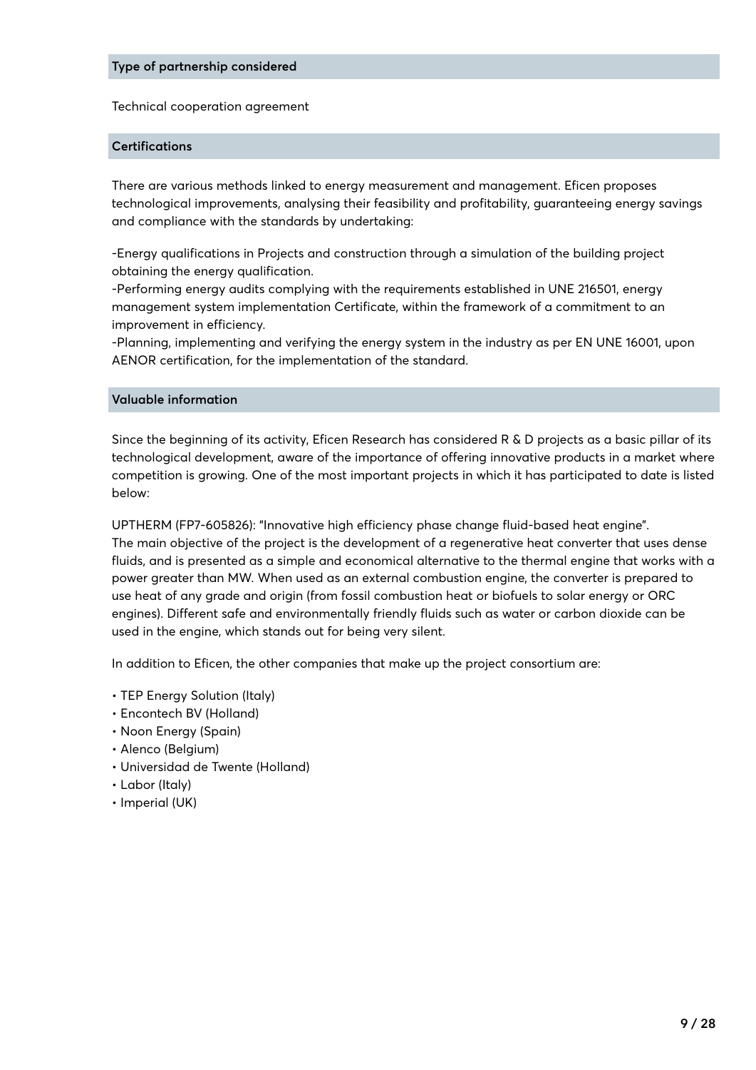### Type of partnership considered

Technical cooperation agreement

### Certifications

There are various methods linked to energy measurement and management. Eficen proposes technological improvements, analysing their feasibility and profitability, guaranteeing energy savings and compliance with the standards by undertaking:

-Energy qualifications in Projects and construction through a simulation of the building project obtaining the energy qualification.
-Performing energy audits complying with the requirements established in UNE 216501, energy management system implementation Certificate, within the framework of a commitment to an improvement in efficiency.
-Planning, implementing and verifying the energy system in the industry as per EN UNE 16001, upon AENOR certification, for the implementation of the standard.

### Valuable information

Since the beginning of its activity, Eficen Research has considered R & D projects as a basic pillar of its technological development, aware of the importance of offering innovative products in a market where competition is growing. One of the most important projects in which it has participated to date is listed below:

UPTHERM (FP7-605826): "Innovative high efficiency phase change fluid-based heat engine".
The main objective of the project is the development of a regenerative heat converter that uses dense fluids, and is presented as a simple and economical alternative to the thermal engine that works with a power greater than MW. When used as an external combustion engine, the converter is prepared to use heat of any grade and origin (from fossil combustion heat or biofuels to solar energy or ORC engines). Different safe and environmentally friendly fluids such as water or carbon dioxide can be used in the engine, which stands out for being very silent.

In addition to Eficen, the other companies that make up the project consortium are:

- TEP Energy Solution (Italy)
- Encontech BV (Holland)
- Noon Energy (Spain)
- Alenco (Belgium)
- Universidad de Twente (Holland)
- Labor (Italy)
- Imperial (UK)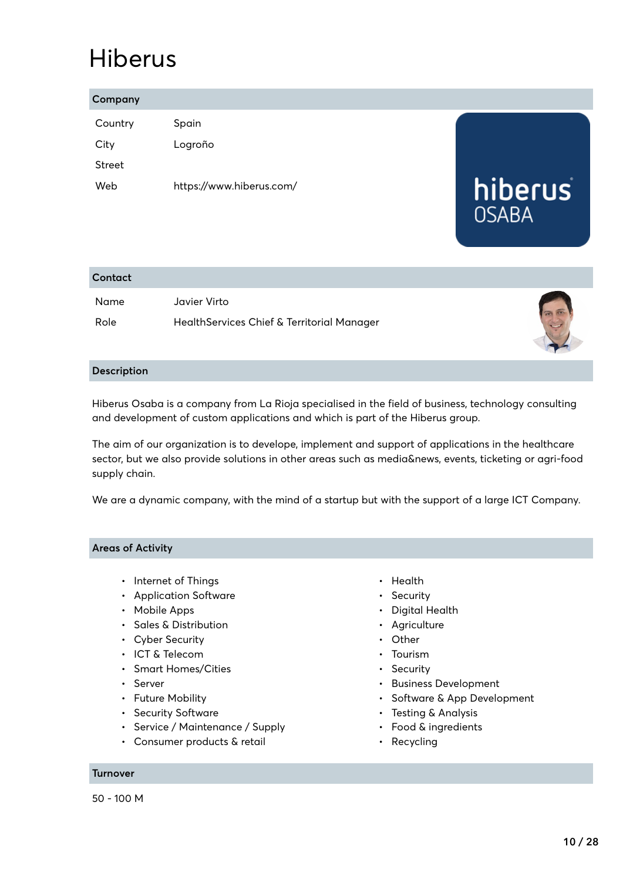# Hiberus

## Company

| | |
|---|---|
| Country | Spain |
| City | Logroño |
| Street | |
| Web | https://www.hiberus.com/ |

## Contact

| | |
|---|---|
| Name | Javier Virto |
| Role | HealthServices Chief & Territorial Manager |

## Description

Hiberus Osaba is a company from La Rioja specialised in the field of business, technology consulting and development of custom applications and which is part of the Hiberus group.

The aim of our organization is to develope, implement and support of applications in the healthcare sector, but we also provide solutions in other areas such as media&news, events, ticketing or agri-food supply chain.

We are a dynamic company, with the mind of a startup but with the support of a large ICT Company.

## Areas of Activity

- Internet of Things
- Application Software
- Mobile Apps
- Sales & Distribution
- Cyber Security
- ICT & Telecom
- Smart Homes/Cities
- Server
- Future Mobility
- Security Software
- Service / Maintenance / Supply
- Consumer products & retail
- Health
- Security
- Digital Health
- Agriculture
- Other
- Tourism
- Security
- Business Development
- Software & App Development
- Testing & Analysis
- Food & ingredients
- Recycling

## Turnover

50 - 100 M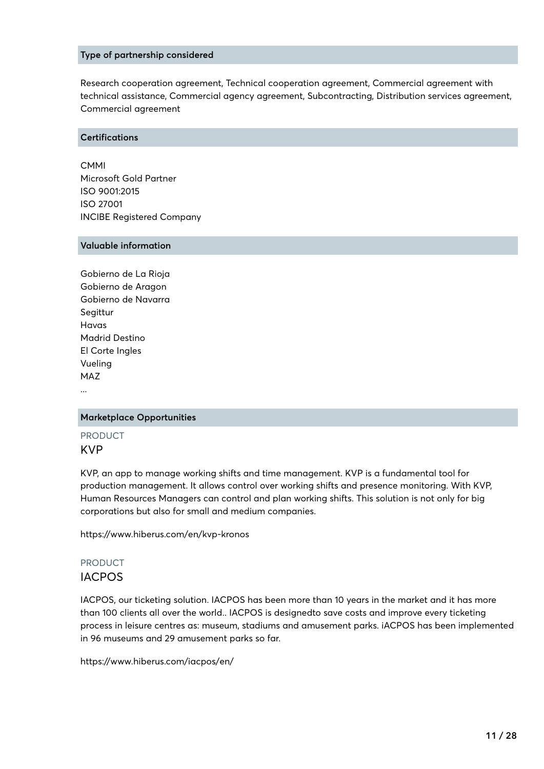### Type of partnership considered

Research cooperation agreement, Technical cooperation agreement, Commercial agreement with technical assistance, Commercial agency agreement, Subcontracting, Distribution services agreement, Commercial agreement

### Certifications

CMMI
Microsoft Gold Partner
ISO 9001:2015
ISO 27001
INCIBE Registered Company

### Valuable information

Gobierno de La Rioja
Gobierno de Aragon
Gobierno de Navarra
Segittur
Havas
Madrid Destino
El Corte Ingles
Vueling
MAZ
...

### Marketplace Opportunities

PRODUCT

#### KVP

KVP, an app to manage working shifts and time management. KVP is a fundamental tool for production management. It allows control over working shifts and presence monitoring. With KVP, Human Resources Managers can control and plan working shifts. This solution is not only for big corporations but also for small and medium companies.

https://www.hiberus.com/en/kvp-kronos

PRODUCT

#### IACPOS

IACPOS, our ticketing solution. IACPOS has been more than 10 years in the market and it has more than 100 clients all over the world.. IACPOS is designedto save costs and improve every ticketing process in leisure centres as: museum, stadiums and amusement parks. iACPOS has been implemented in 96 museums and 29 amusement parks so far.

https://www.hiberus.com/iacpos/en/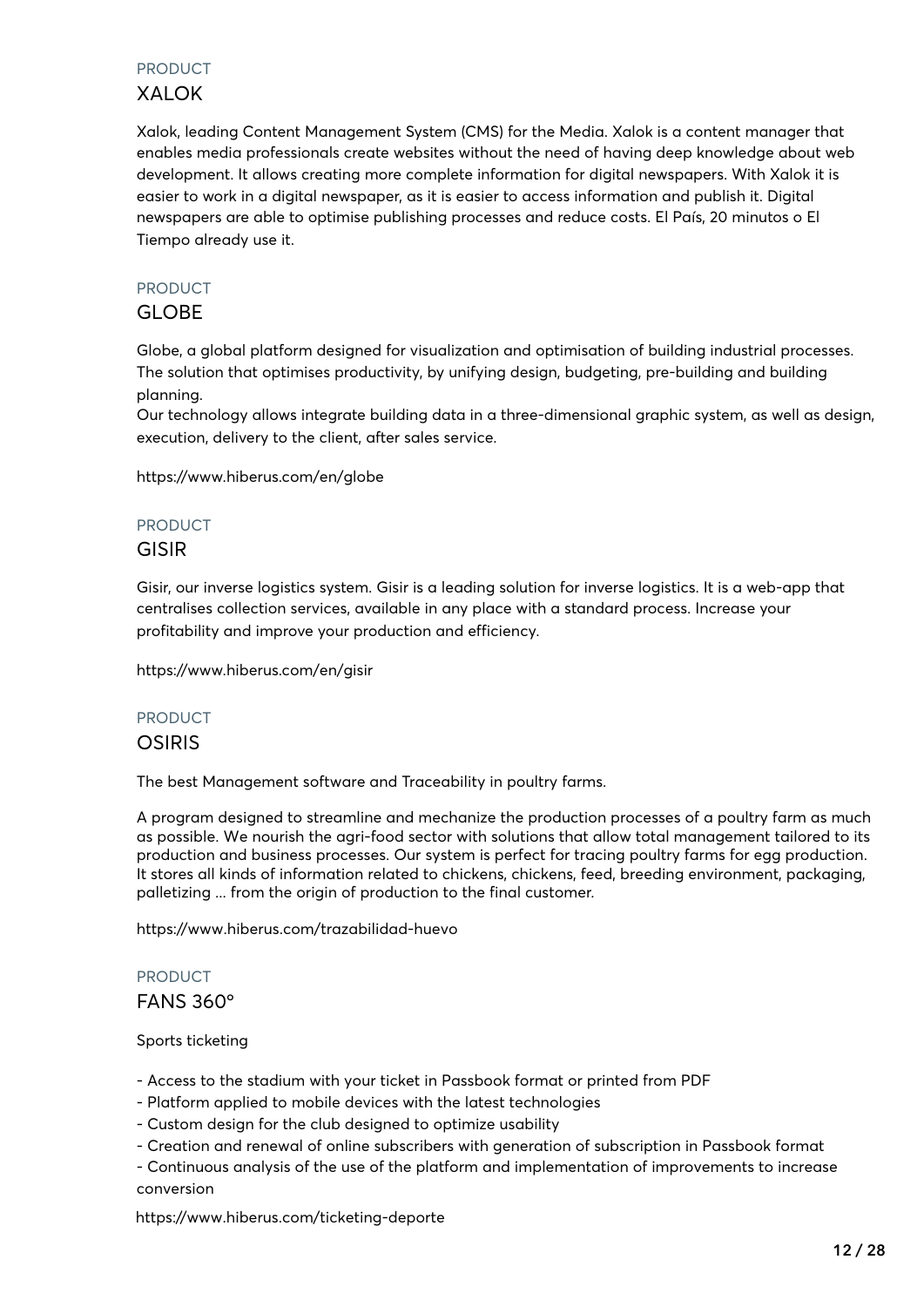PRODUCT

## XALOK

Xalok, leading Content Management System (CMS) for the Media. Xalok is a content manager that enables media professionals create websites without the need of having deep knowledge about web development. It allows creating more complete information for digital newspapers. With Xalok it is easier to work in a digital newspaper, as it is easier to access information and publish it. Digital newspapers are able to optimise publishing processes and reduce costs. El País, 20 minutos o El Tiempo already use it.

PRODUCT

## GLOBE

Globe, a global platform designed for visualization and optimisation of building industrial processes. The solution that optimises productivity, by unifying design, budgeting, pre-building and building planning.
Our technology allows integrate building data in a three-dimensional graphic system, as well as design, execution, delivery to the client, after sales service.

https://www.hiberus.com/en/globe

PRODUCT

## GISIR

Gisir, our inverse logistics system. Gisir is a leading solution for inverse logistics. It is a web-app that centralises collection services, available in any place with a standard process. Increase your profitability and improve your production and efficiency.

https://www.hiberus.com/en/gisir

PRODUCT

## OSIRIS

The best Management software and Traceability in poultry farms.

A program designed to streamline and mechanize the production processes of a poultry farm as much as possible. We nourish the agri-food sector with solutions that allow total management tailored to its production and business processes. Our system is perfect for tracing poultry farms for egg production. It stores all kinds of information related to chickens, chickens, feed, breeding environment, packaging, palletizing ... from the origin of production to the final customer.

https://www.hiberus.com/trazabilidad-huevo

PRODUCT

## FANS 360°

Sports ticketing

- Access to the stadium with your ticket in Passbook format or printed from PDF
- Platform applied to mobile devices with the latest technologies
- Custom design for the club designed to optimize usability
- Creation and renewal of online subscribers with generation of subscription in Passbook format
- Continuous analysis of the use of the platform and implementation of improvements to increase conversion

https://www.hiberus.com/ticketing-deporte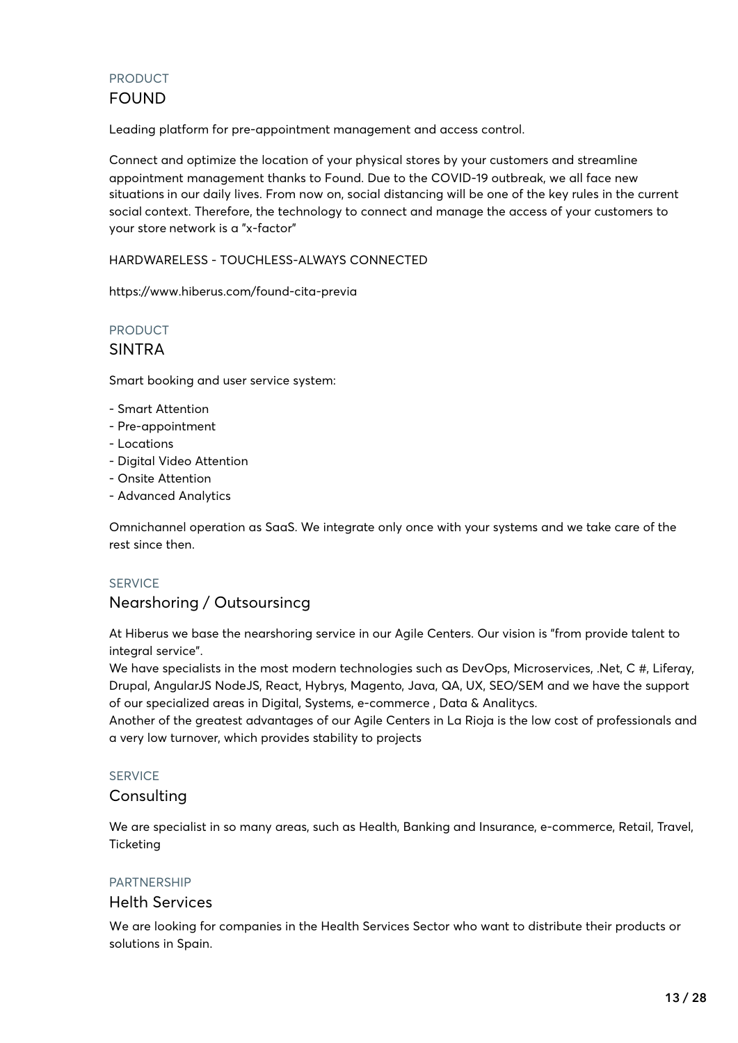PRODUCT

## FOUND

Leading platform for pre-appointment management and access control.

Connect and optimize the location of your physical stores by your customers and streamline appointment management thanks to Found. Due to the COVID-19 outbreak, we all face new situations in our daily lives. From now on, social distancing will be one of the key rules in the current social context. Therefore, the technology to connect and manage the access of your customers to your store network is a "x-factor"

HARDWARELESS - TOUCHLESS-ALWAYS CONNECTED

https://www.hiberus.com/found-cita-previa

PRODUCT

## SINTRA

Smart booking and user service system:

- Smart Attention
- Pre-appointment
- Locations
- Digital Video Attention
- Onsite Attention
- Advanced Analytics

Omnichannel operation as SaaS. We integrate only once with your systems and we take care of the rest since then.

SERVICE

## Nearshoring / Outsoursincg

At Hiberus we base the nearshoring service in our Agile Centers. Our vision is "from provide talent to integral service".
We have specialists in the most modern technologies such as DevOps, Microservices, .Net, C #, Liferay, Drupal, AngularJS NodeJS, React, Hybrys, Magento, Java, QA, UX, SEO/SEM and we have the support of our specialized areas in Digital, Systems, e-commerce , Data & Analitycs.
Another of the greatest advantages of our Agile Centers in La Rioja is the low cost of professionals and a very low turnover, which provides stability to projects

SERVICE

## Consulting

We are specialist in so many areas, such as Health, Banking and Insurance, e-commerce, Retail, Travel, Ticketing

PARTNERSHIP

## Helth Services

We are looking for companies in the Health Services Sector who want to distribute their products or solutions in Spain.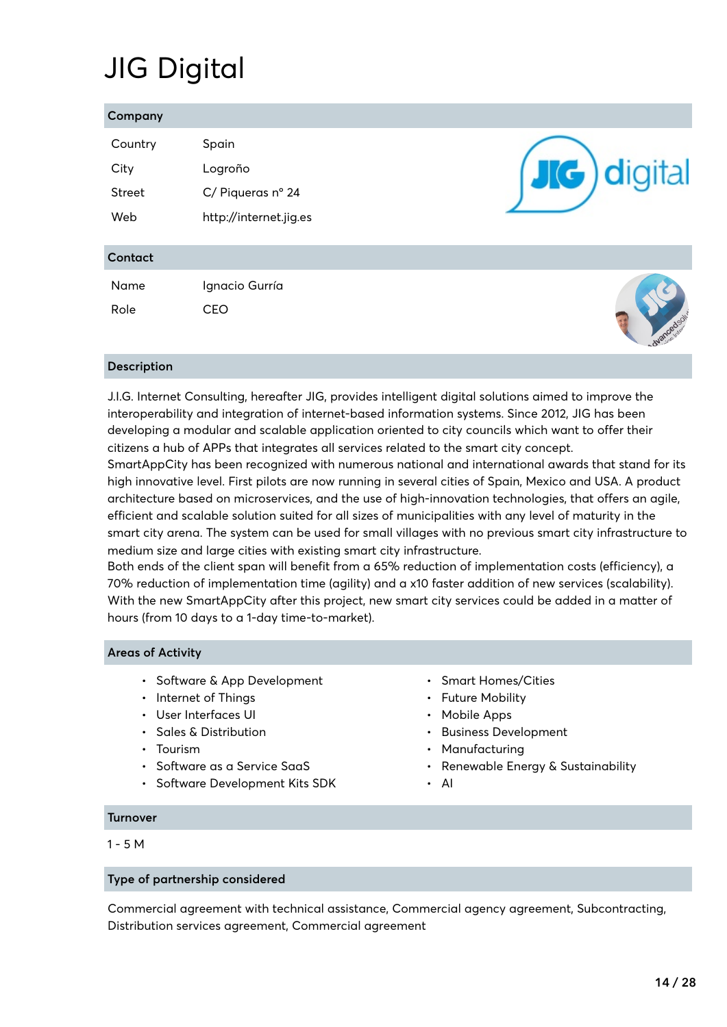# JIG Digital

## Company

| | |
|---|---|
| Country | Spain |
| City | Logroño |
| Street | C/ Piqueras nº 24 |
| Web | http://internet.jig.es |

## Contact

| | |
|---|---|
| Name | Ignacio Gurría |
| Role | CEO |

## Description

J.I.G. Internet Consulting, hereafter JIG, provides intelligent digital solutions aimed to improve the interoperability and integration of internet-based information systems. Since 2012, JIG has been developing a modular and scalable application oriented to city councils which want to offer their citizens a hub of APPs that integrates all services related to the smart city concept.
SmartAppCity has been recognized with numerous national and international awards that stand for its high innovative level. First pilots are now running in several cities of Spain, Mexico and USA. A product architecture based on microservices, and the use of high-innovation technologies, that offers an agile, efficient and scalable solution suited for all sizes of municipalities with any level of maturity in the smart city arena. The system can be used for small villages with no previous smart city infrastructure to medium size and large cities with existing smart city infrastructure.
Both ends of the client span will benefit from a 65% reduction of implementation costs (efficiency), a 70% reduction of implementation time (agility) and a x10 faster addition of new services (scalability). With the new SmartAppCity after this project, new smart city services could be added in a matter of hours (from 10 days to a 1-day time-to-market).

## Areas of Activity

- Software & App Development
- Internet of Things
- User Interfaces UI
- Sales & Distribution
- Tourism
- Software as a Service SaaS
- Software Development Kits SDK
- Smart Homes/Cities
- Future Mobility
- Mobile Apps
- Business Development
- Manufacturing
- Renewable Energy & Sustainability
- AI

## Turnover

1 - 5 M

## Type of partnership considered

Commercial agreement with technical assistance, Commercial agency agreement, Subcontracting, Distribution services agreement, Commercial agreement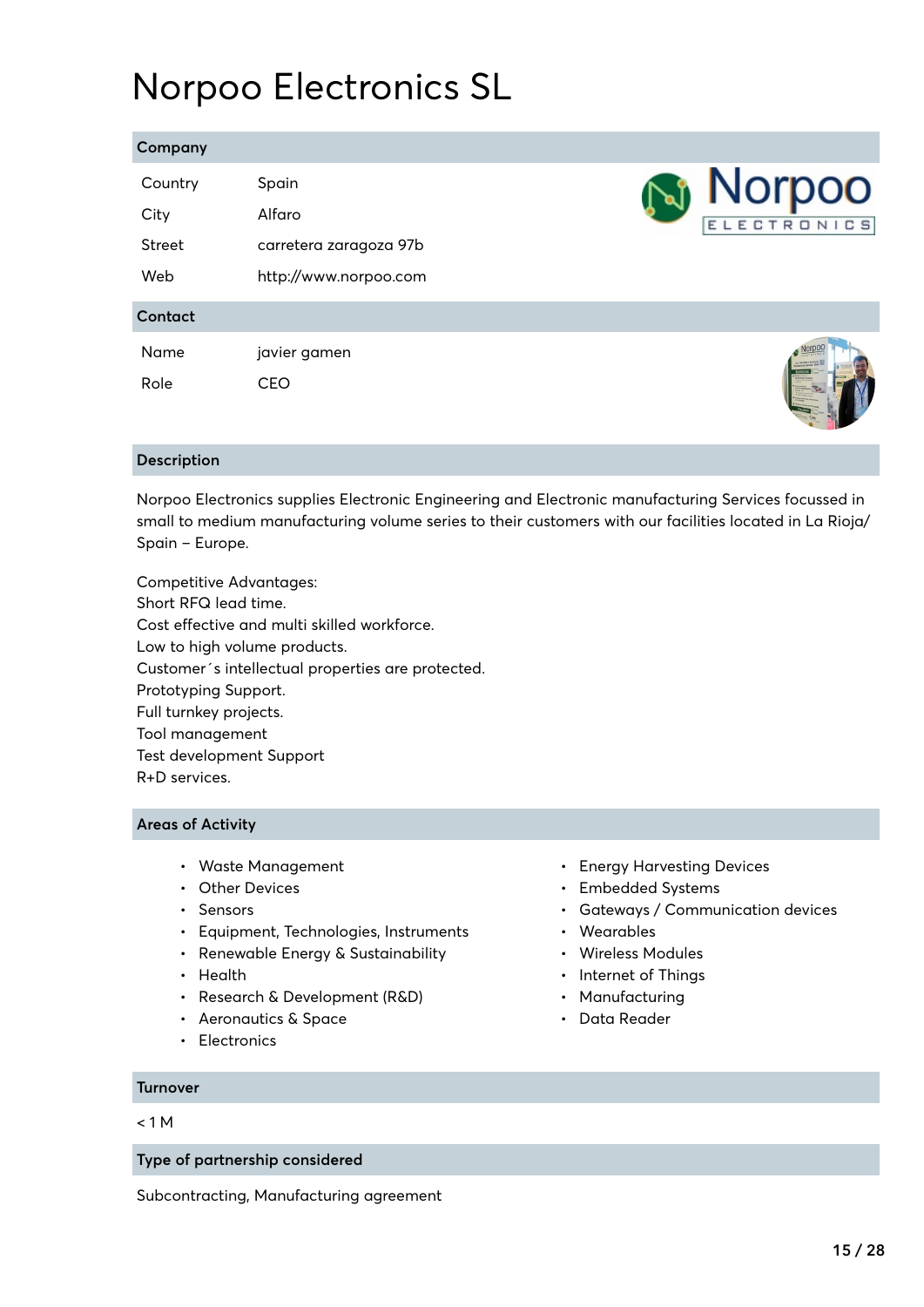# Norpoo Electronics SL

## Company

| | |
|---|---|
| Country | Spain |
| City | Alfaro |
| Street | carretera zaragoza 97b |
| Web | http://www.norpoo.com |

## Contact

| | |
|---|---|
| Name | javier gamen |
| Role | CEO |

## Description

Norpoo Electronics supplies Electronic Engineering and Electronic manufacturing Services focussed in small to medium manufacturing volume series to their customers with our facilities located in La Rioja/ Spain – Europe.

Competitive Advantages:
Short RFQ lead time.
Cost effective and multi skilled workforce.
Low to high volume products.
Customer´s intellectual properties are protected.
Prototyping Support.
Full turnkey projects.
Tool management
Test development Support
R+D services.

## Areas of Activity

- Waste Management
- Other Devices
- Sensors
- Equipment, Technologies, Instruments
- Renewable Energy & Sustainability
- Health
- Research & Development (R&D)
- Aeronautics & Space
- Electronics
- Energy Harvesting Devices
- Embedded Systems
- Gateways / Communication devices
- Wearables
- Wireless Modules
- Internet of Things
- Manufacturing
- Data Reader

## Turnover

< 1 M

## Type of partnership considered

Subcontracting, Manufacturing agreement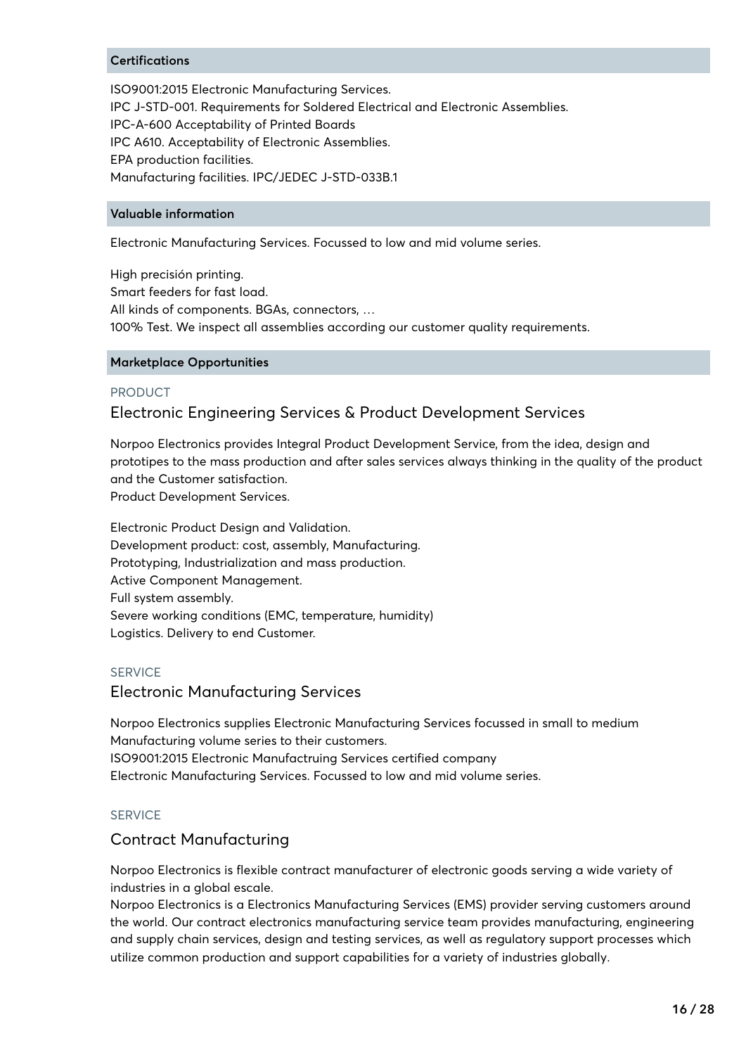## Certifications

ISO9001:2015 Electronic Manufacturing Services.
IPC J-STD-001. Requirements for Soldered Electrical and Electronic Assemblies.
IPC-A-600 Acceptability of Printed Boards
IPC A610. Acceptability of Electronic Assemblies.
EPA production facilities.
Manufacturing facilities. IPC/JEDEC J-STD-033B.1

## Valuable information

Electronic Manufacturing Services. Focussed to low and mid volume series.

High precisión printing.
Smart feeders for fast load.
All kinds of components. BGAs, connectors, ...
100% Test. We inspect all assemblies according our customer quality requirements.

## Marketplace Opportunities

PRODUCT

### Electronic Engineering Services & Product Development Services

Norpoo Electronics provides Integral Product Development Service, from the idea, design and prototipes to the mass production and after sales services always thinking in the quality of the product and the Customer satisfaction.
Product Development Services.

Electronic Product Design and Validation.
Development product: cost, assembly, Manufacturing.
Prototyping, Industrialization and mass production.
Active Component Management.
Full system assembly.
Severe working conditions (EMC, temperature, humidity)
Logistics. Delivery to end Customer.

SERVICE

### Electronic Manufacturing Services

Norpoo Electronics supplies Electronic Manufacturing Services focussed in small to medium Manufacturing volume series to their customers.
ISO9001:2015 Electronic Manufactruing Services certified company
Electronic Manufacturing Services. Focussed to low and mid volume series.

SERVICE

### Contract Manufacturing

Norpoo Electronics is flexible contract manufacturer of electronic goods serving a wide variety of industries in a global escale.
Norpoo Electronics is a Electronics Manufacturing Services (EMS) provider serving customers around the world. Our contract electronics manufacturing service team provides manufacturing, engineering and supply chain services, design and testing services, as well as regulatory support processes which utilize common production and support capabilities for a variety of industries globally.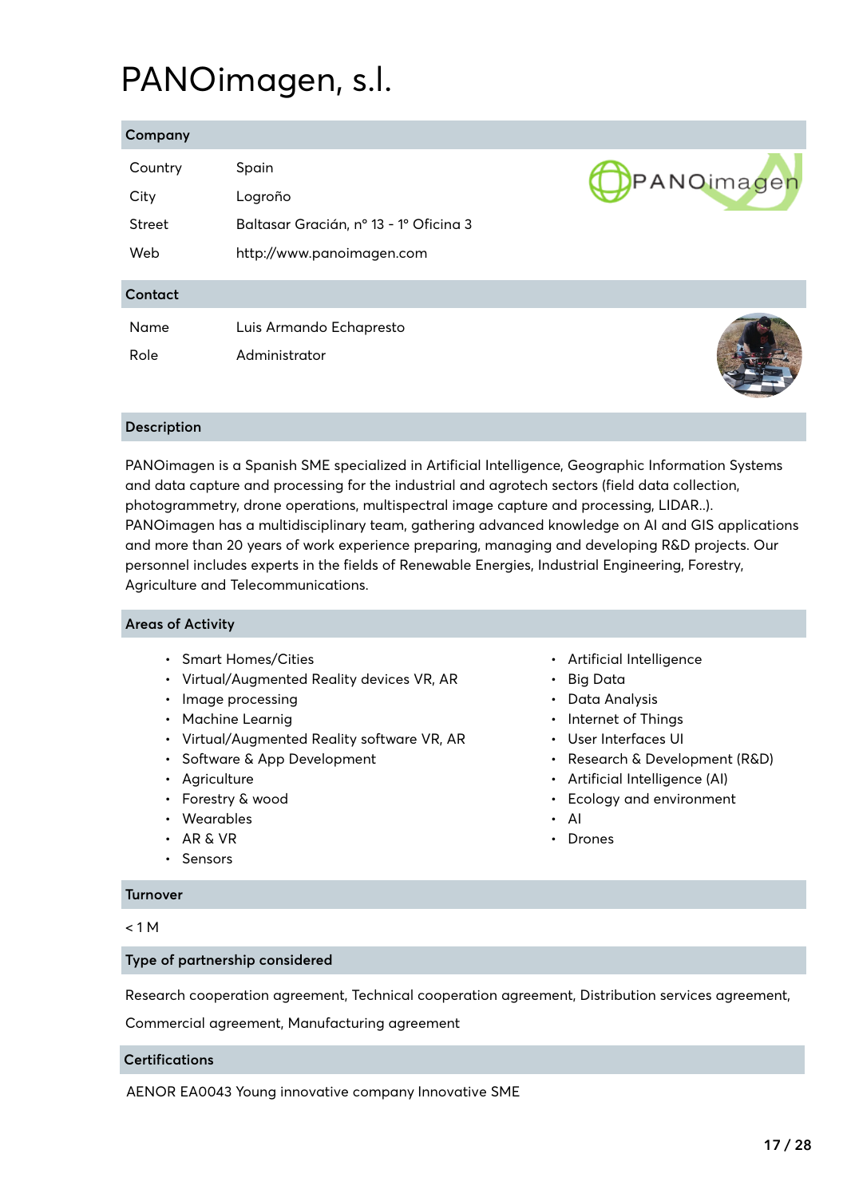# PANOimagen, s.l.

## Company

| | |
|---|---|
| Country | Spain |
| City | Logroño |
| Street | Baltasar Gracián, nº 13 - 1º Oficina 3 |
| Web | http://www.panoimagen.com |

## Contact

| | |
|---|---|
| Name | Luis Armando Echapresto |
| Role | Administrator |

## Description

PANOimagen is a Spanish SME specialized in Artificial Intelligence, Geographic Information Systems and data capture and processing for the industrial and agrotech sectors (field data collection, photogrammetry, drone operations, multispectral image capture and processing, LIDAR..). PANOimagen has a multidisciplinary team, gathering advanced knowledge on AI and GIS applications and more than 20 years of work experience preparing, managing and developing R&D projects. Our personnel includes experts in the fields of Renewable Energies, Industrial Engineering, Forestry, Agriculture and Telecommunications.

## Areas of Activity

- Smart Homes/Cities
- Virtual/Augmented Reality devices VR, AR
- Image processing
- Machine Learnig
- Virtual/Augmented Reality software VR, AR
- Software & App Development
- Agriculture
- Forestry & wood
- Wearables
- AR & VR
- Sensors
- Artificial Intelligence
- Big Data
- Data Analysis
- Internet of Things
- User Interfaces UI
- Research & Development (R&D)
- Artificial Intelligence (AI)
- Ecology and environment
- AI
- Drones

## Turnover

< 1 M

## Type of partnership considered

Research cooperation agreement, Technical cooperation agreement, Distribution services agreement,

Commercial agreement, Manufacturing agreement

## Certifications

AENOR EA0043 Young innovative company Innovative SME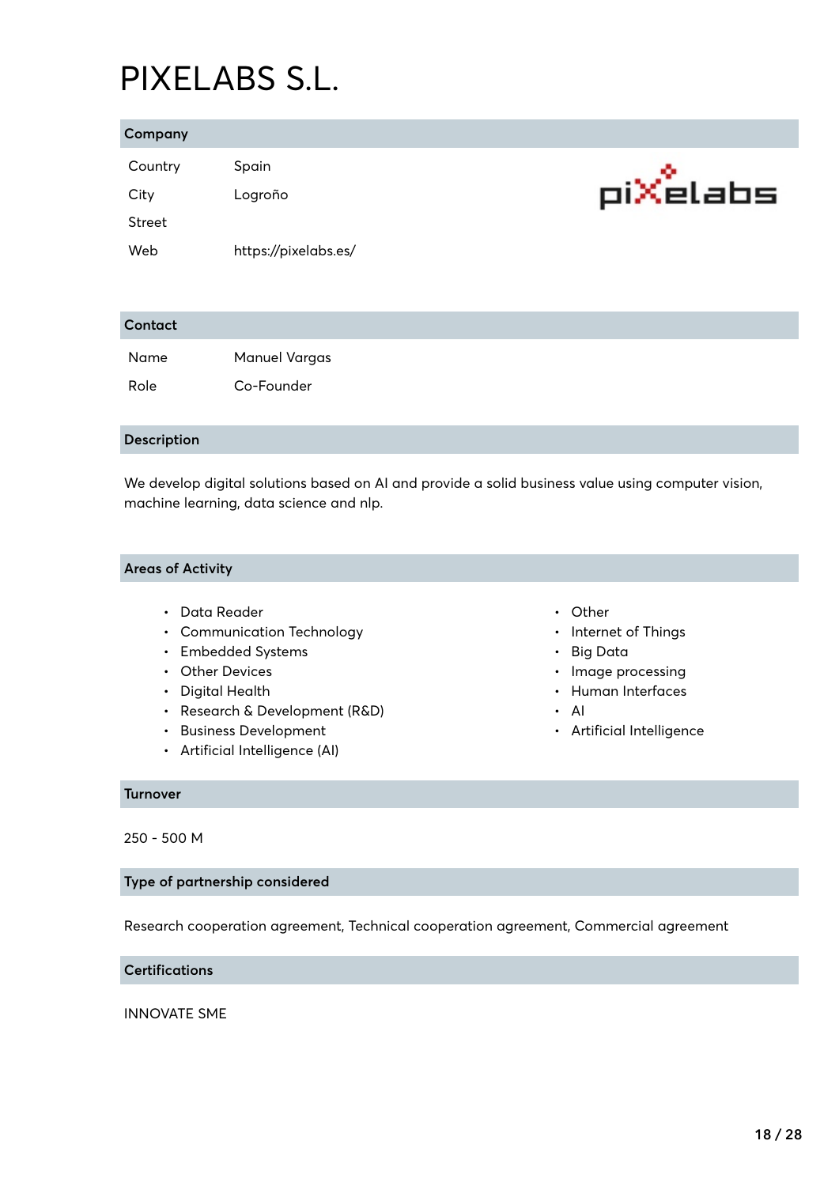# PIXELABS S.L.

## Company

| | |
|---|---|
| Country | Spain |
| City | Logroño |
| Street | |
| Web | https://pixelabs.es/ |

## Contact

| | |
|---|---|
| Name | Manuel Vargas |
| Role | Co-Founder |

## Description

We develop digital solutions based on AI and provide a solid business value using computer vision, machine learning, data science and nlp.

## Areas of Activity

- Data Reader
- Communication Technology
- Embedded Systems
- Other Devices
- Digital Health
- Research & Development (R&D)
- Business Development
- Artificial Intelligence (AI)
- Other
- Internet of Things
- Big Data
- Image processing
- Human Interfaces
- AI
- Artificial Intelligence

## Turnover

250 - 500 M

## Type of partnership considered

Research cooperation agreement, Technical cooperation agreement, Commercial agreement

## Certifications

INNOVATE SME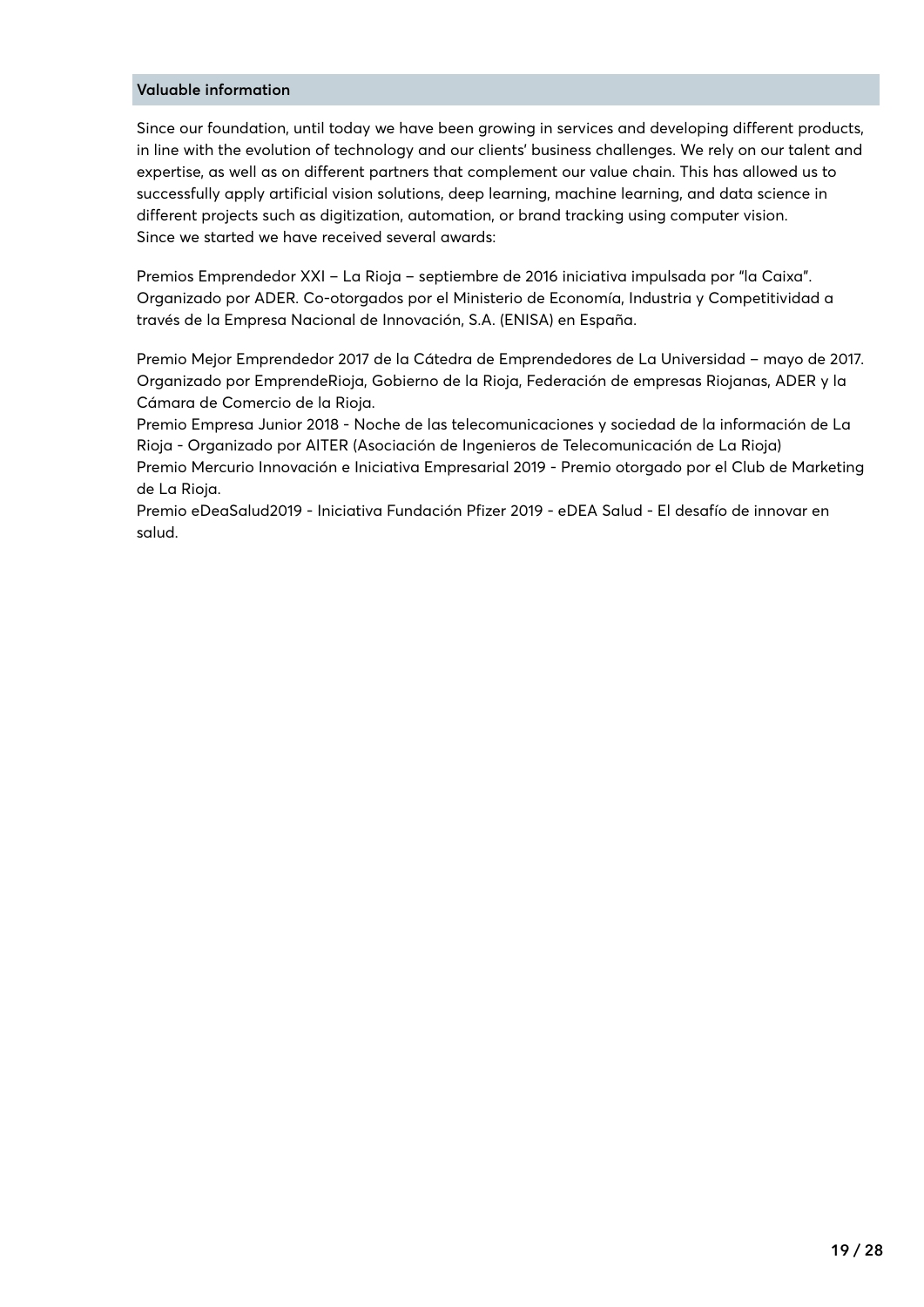**Valuable information**

Since our foundation, until today we have been growing in services and developing different products, in line with the evolution of technology and our clients' business challenges. We rely on our talent and expertise, as well as on different partners that complement our value chain. This has allowed us to successfully apply artificial vision solutions, deep learning, machine learning, and data science in different projects such as digitization, automation, or brand tracking using computer vision.
Since we started we have received several awards:

Premios Emprendedor XXI – La Rioja – septiembre de 2016 iniciativa impulsada por "la Caixa". Organizado por ADER. Co-otorgados por el Ministerio de Economía, Industria y Competitividad a través de la Empresa Nacional de Innovación, S.A. (ENISA) en España.

Premio Mejor Emprendedor 2017 de la Cátedra de Emprendedores de La Universidad – mayo de 2017. Organizado por EmprendeRioja, Gobierno de la Rioja, Federación de empresas Riojanas, ADER y la Cámara de Comercio de la Rioja.
Premio Empresa Junior 2018 - Noche de las telecomunicaciones y sociedad de la información de La Rioja - Organizado por AITER (Asociación de Ingenieros de Telecomunicación de La Rioja)
Premio Mercurio Innovación e Iniciativa Empresarial 2019 - Premio otorgado por el Club de Marketing de La Rioja.
Premio eDeaSalud2019 - Iniciativa Fundación Pfizer 2019 - eDEA Salud - El desafío de innovar en salud.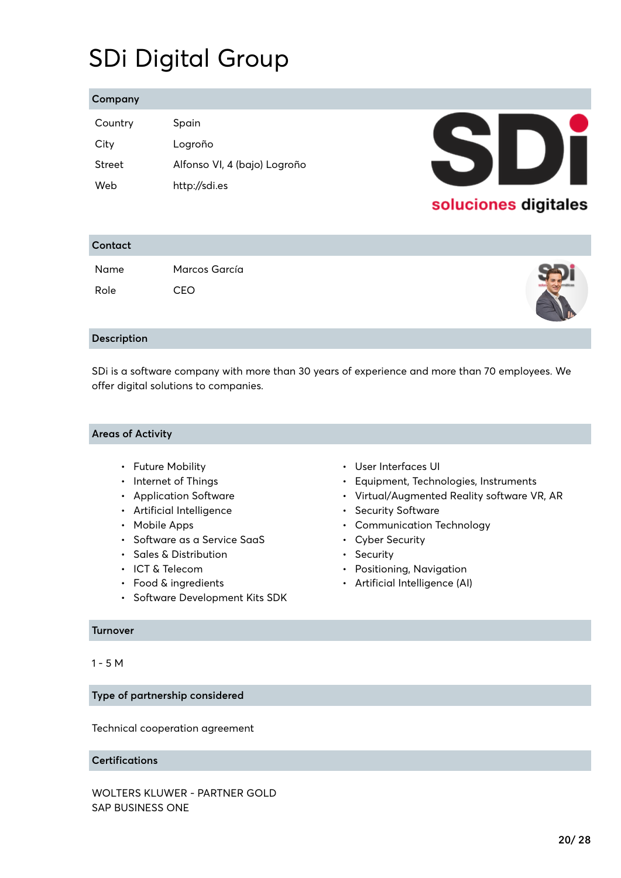# SDi Digital Group

## Company

| | |
|---|---|
| Country | Spain |
| City | Logroño |
| Street | Alfonso VI, 4 (bajo) Logroño |
| Web | http://sdi.es |

## Contact

| | |
|---|---|
| Name | Marcos García |
| Role | CEO |

## Description

SDi is a software company with more than 30 years of experience and more than 70 employees. We offer digital solutions to companies.

## Areas of Activity

- Future Mobility
- Internet of Things
- Application Software
- Artificial Intelligence
- Mobile Apps
- Software as a Service SaaS
- Sales & Distribution
- ICT & Telecom
- Food & ingredients
- Software Development Kits SDK
- User Interfaces UI
- Equipment, Technologies, Instruments
- Virtual/Augmented Reality software VR, AR
- Security Software
- Communication Technology
- Cyber Security
- Security
- Positioning, Navigation
- Artificial Intelligence (AI)

## Turnover

1 - 5 M

## Type of partnership considered

Technical cooperation agreement

## Certifications

WOLTERS KLUWER - PARTNER GOLD
SAP BUSINESS ONE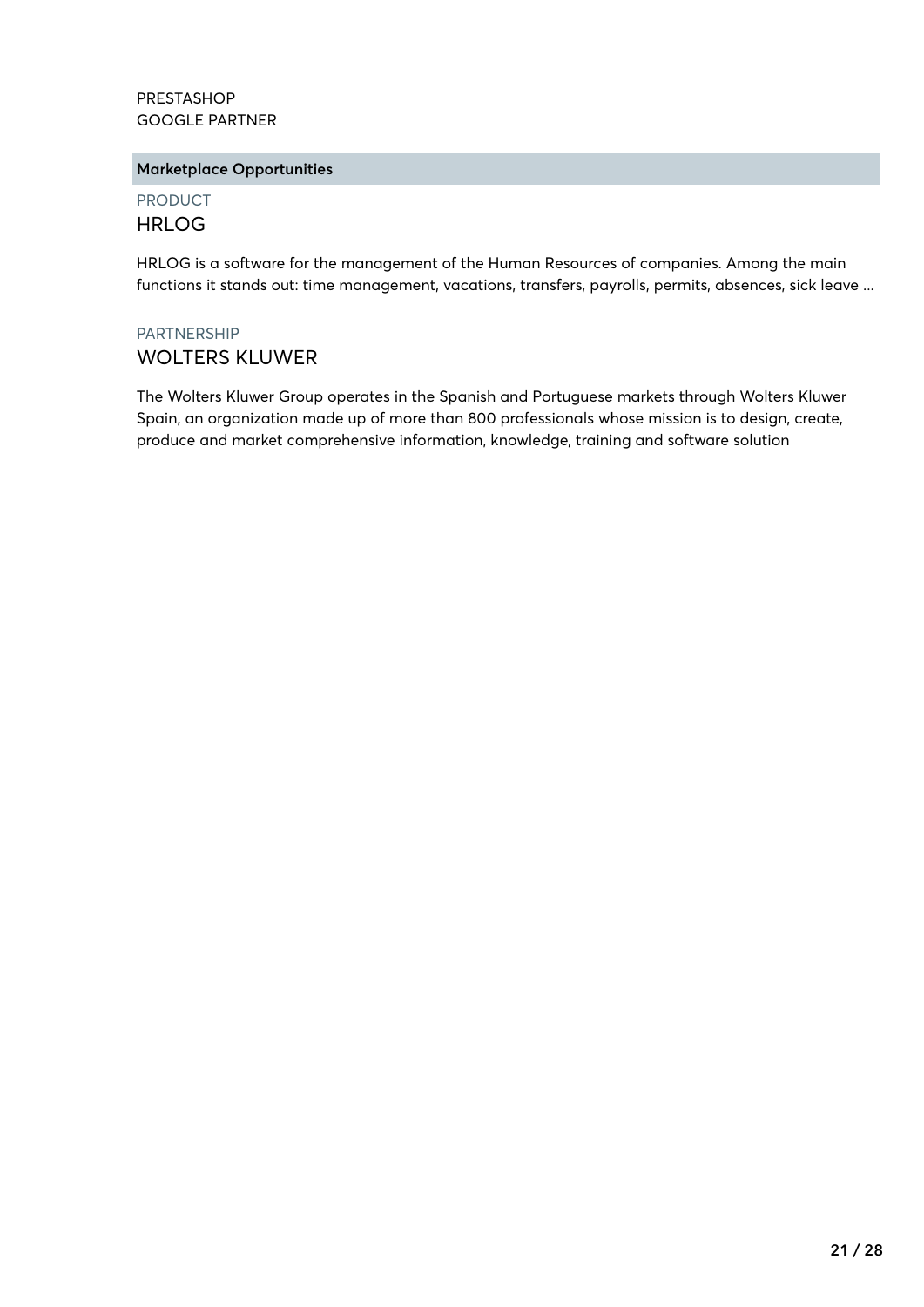PRESTASHOP
GOOGLE PARTNER

## Marketplace Opportunities

PRODUCT

### HRLOG

HRLOG is a software for the management of the Human Resources of companies. Among the main functions it stands out: time management, vacations, transfers, payrolls, permits, absences, sick leave ...

PARTNERSHIP

### WOLTERS KLUWER

The Wolters Kluwer Group operates in the Spanish and Portuguese markets through Wolters Kluwer Spain, an organization made up of more than 800 professionals whose mission is to design, create, produce and market comprehensive information, knowledge, training and software solution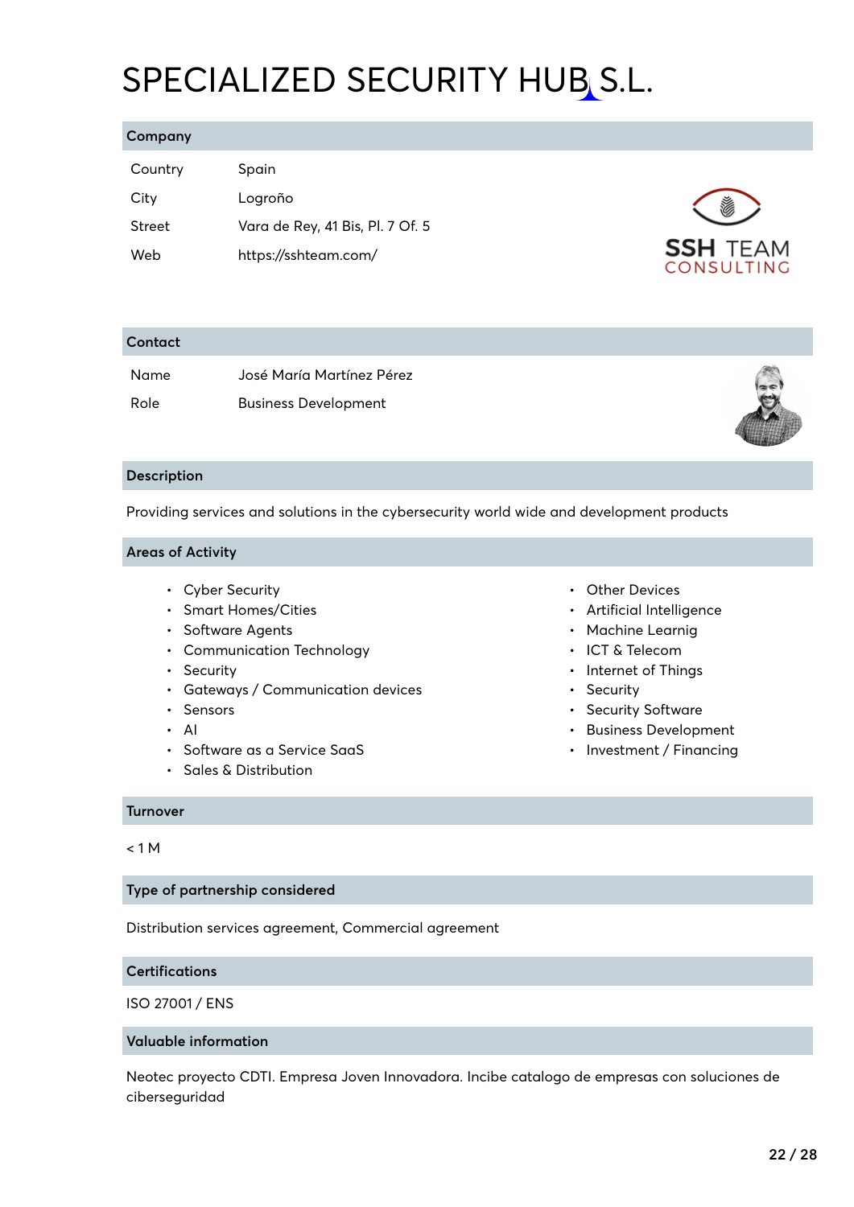# SPECIALIZED SECURITY HUB S.L.

## Company

| | |
|---|---|
| Country | Spain |
| City | Logroño |
| Street | Vara de Rey, 41 Bis, Pl. 7 Of. 5 |
| Web | https://sshteam.com/ |

SSH TEAM CONSULTING

## Contact

| | |
|---|---|
| Name | José María Martínez Pérez |
| Role | Business Development |

## Description

Providing services and solutions in the cybersecurity world wide and development products

## Areas of Activity

- Cyber Security
- Smart Homes/Cities
- Software Agents
- Communication Technology
- Security
- Gateways / Communication devices
- Sensors
- AI
- Software as a Service SaaS
- Sales & Distribution
- Other Devices
- Artificial Intelligence
- Machine Learnig
- ICT & Telecom
- Internet of Things
- Security
- Security Software
- Business Development
- Investment / Financing

## Turnover

< 1 M

## Type of partnership considered

Distribution services agreement, Commercial agreement

## Certifications

ISO 27001 / ENS

## Valuable information

Neotec proyecto CDTI. Empresa Joven Innovadora. Incibe catalogo de empresas con soluciones de ciberseguridad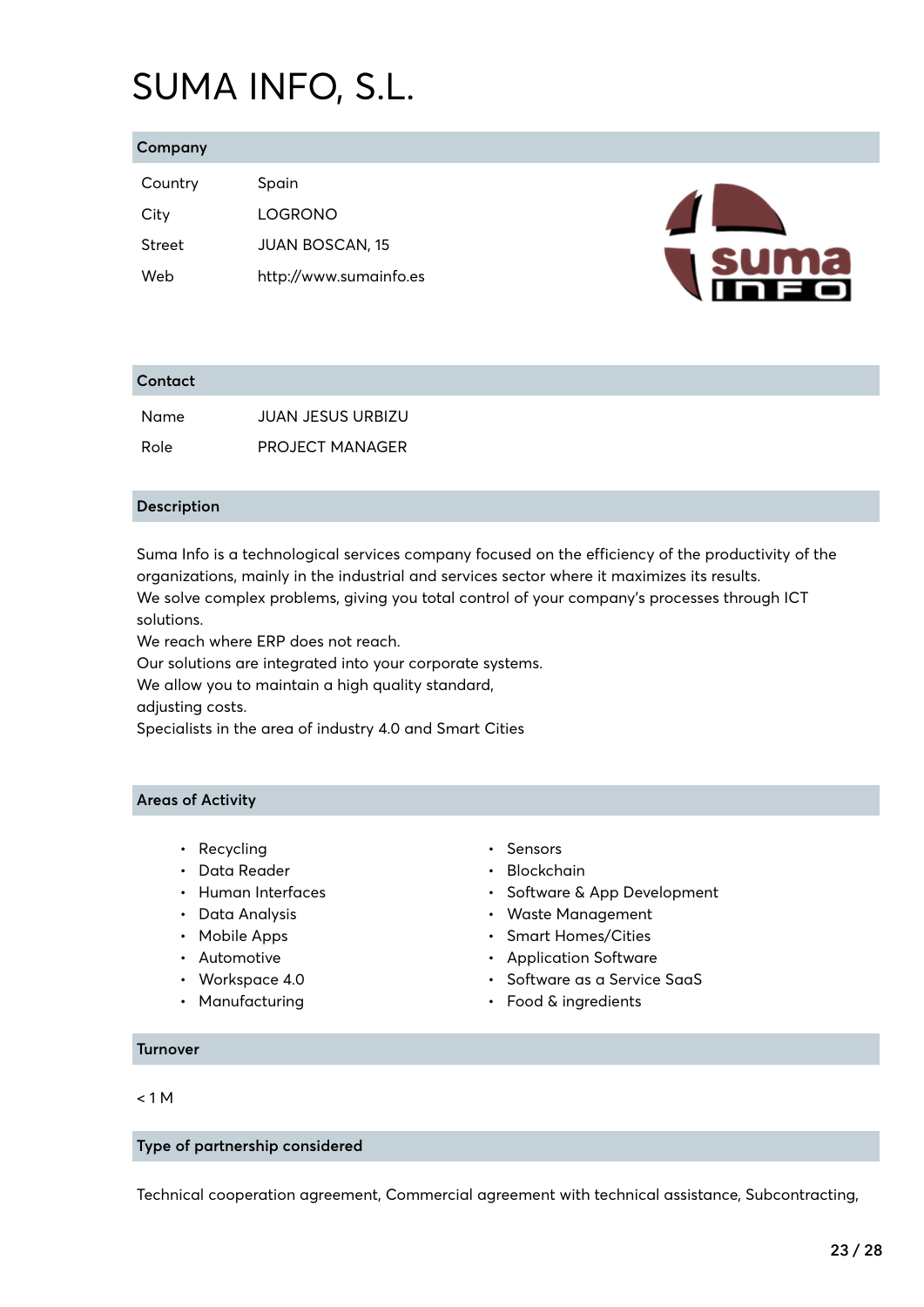# SUMA INFO, S.L.

## Company

| | |
|---|---|
| Country | Spain |
| City | LOGRONO |
| Street | JUAN BOSCAN, 15 |
| Web | http://www.sumainfo.es |

## Contact

| | |
|---|---|
| Name | JUAN JESUS URBIZU |
| Role | PROJECT MANAGER |

## Description

Suma Info is a technological services company focused on the efficiency of the productivity of the organizations, mainly in the industrial and services sector where it maximizes its results.
We solve complex problems, giving you total control of your company's processes through ICT solutions.
We reach where ERP does not reach.
Our solutions are integrated into your corporate systems.
We allow you to maintain a high quality standard,
adjusting costs.
Specialists in the area of industry 4.0 and Smart Cities

## Areas of Activity

- Recycling
- Data Reader
- Human Interfaces
- Data Analysis
- Mobile Apps
- Automotive
- Workspace 4.0
- Manufacturing
- Sensors
- Blockchain
- Software & App Development
- Waste Management
- Smart Homes/Cities
- Application Software
- Software as a Service SaaS
- Food & ingredients

## Turnover

< 1 M

## Type of partnership considered

Technical cooperation agreement, Commercial agreement with technical assistance, Subcontracting,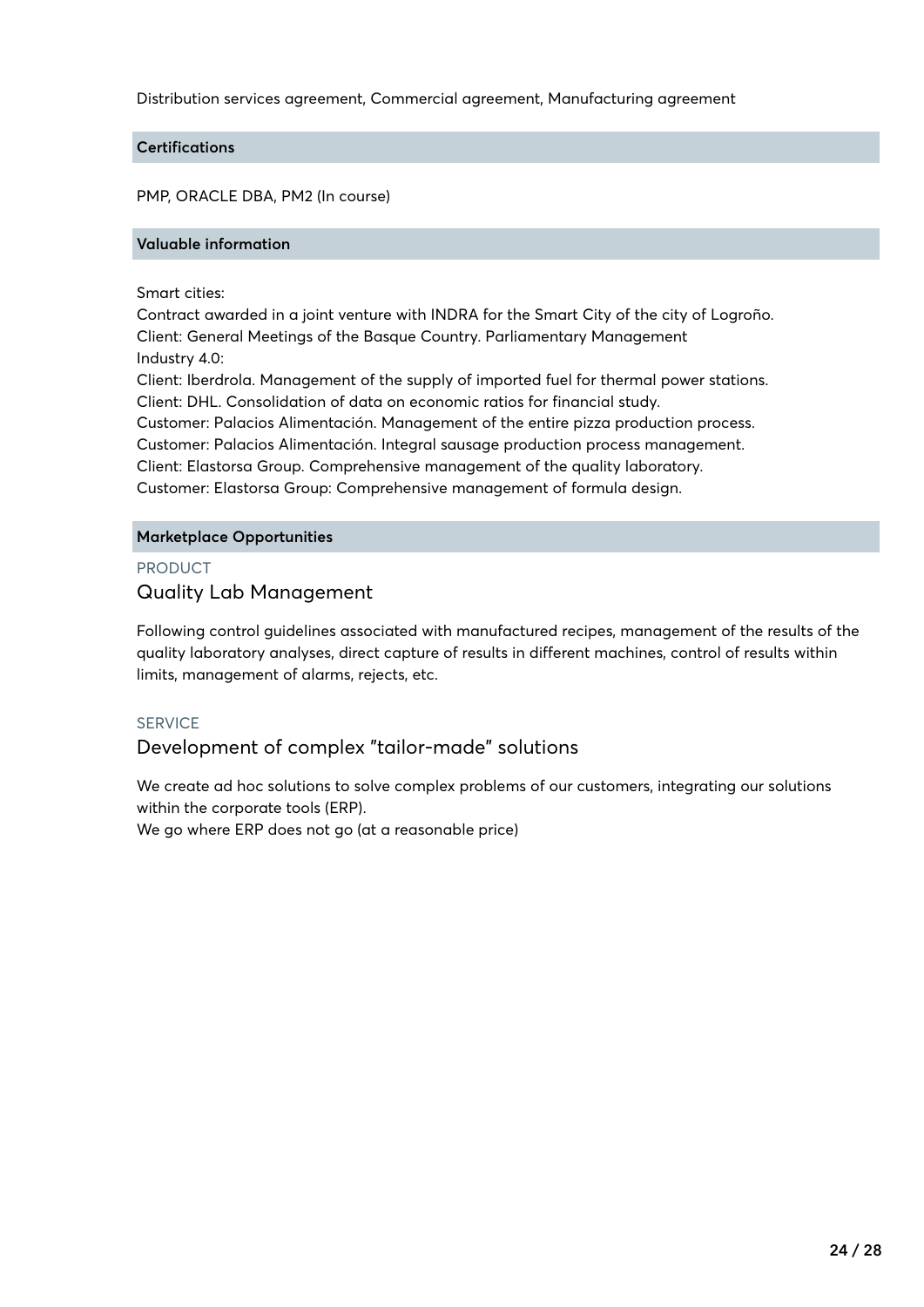Distribution services agreement, Commercial agreement, Manufacturing agreement

### Certifications

PMP, ORACLE DBA, PM2 (In course)

### Valuable information

Smart cities:
Contract awarded in a joint venture with INDRA for the Smart City of the city of Logroño.
Client: General Meetings of the Basque Country. Parliamentary Management
Industry 4.0:
Client: Iberdrola. Management of the supply of imported fuel for thermal power stations.
Client: DHL. Consolidation of data on economic ratios for financial study.
Customer: Palacios Alimentación. Management of the entire pizza production process.
Customer: Palacios Alimentación. Integral sausage production process management.
Client: Elastorsa Group. Comprehensive management of the quality laboratory.
Customer: Elastorsa Group: Comprehensive management of formula design.

### Marketplace Opportunities

PRODUCT

#### Quality Lab Management

Following control guidelines associated with manufactured recipes, management of the results of the quality laboratory analyses, direct capture of results in different machines, control of results within limits, management of alarms, rejects, etc.

SERVICE

#### Development of complex "tailor-made" solutions

We create ad hoc solutions to solve complex problems of our customers, integrating our solutions within the corporate tools (ERP).
We go where ERP does not go (at a reasonable price)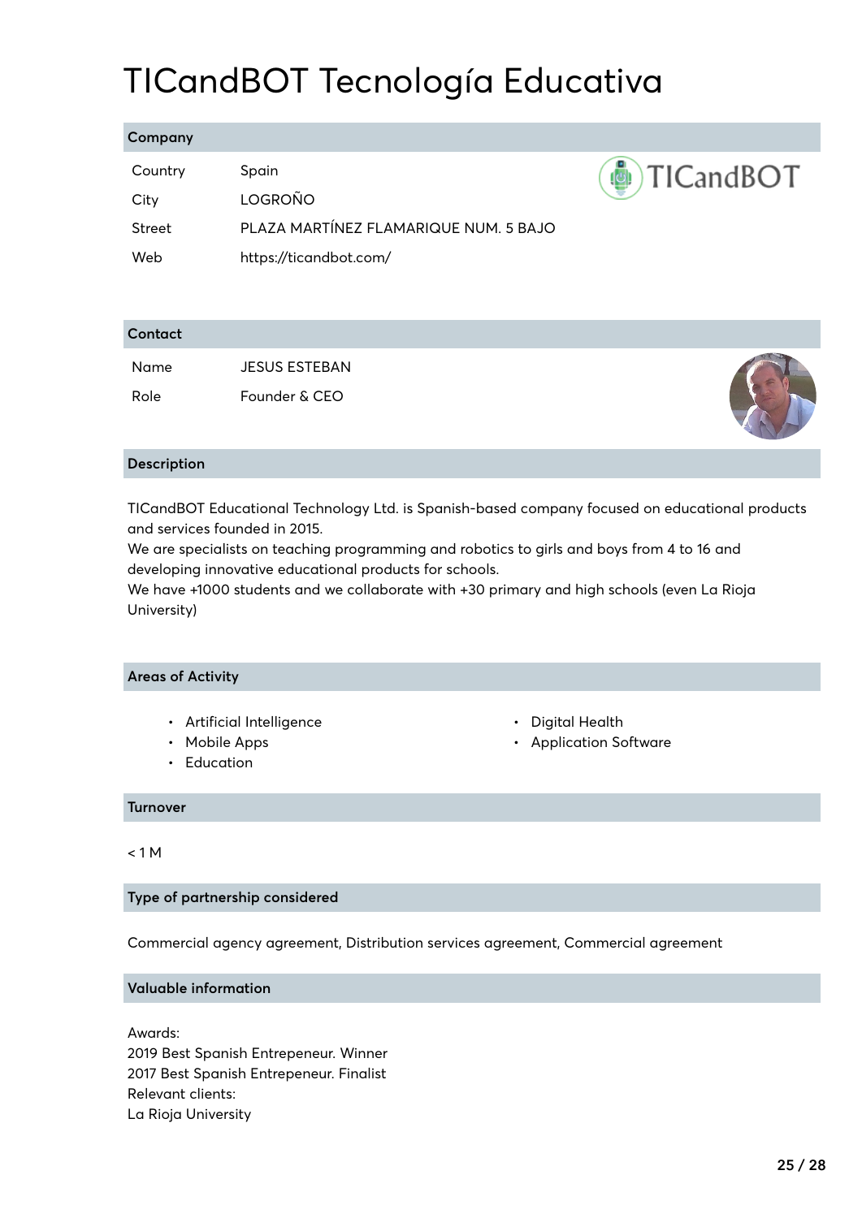# TICandBOT Tecnología Educativa

## Company

| | |
|---|---|
| Country | Spain |
| City | LOGROÑO |
| Street | PLAZA MARTÍNEZ FLAMARIQUE NUM. 5 BAJO |
| Web | https://ticandbot.com/ |

## Contact

| | |
|---|---|
| Name | JESUS ESTEBAN |
| Role | Founder & CEO |

## Description

TICandBOT Educational Technology Ltd. is Spanish-based company focused on educational products and services founded in 2015.
We are specialists on teaching programming and robotics to girls and boys from 4 to 16 and developing innovative educational products for schools.
We have +1000 students and we collaborate with +30 primary and high schools (even La Rioja University)

## Areas of Activity

- Artificial Intelligence
- Mobile Apps
- Education
- Digital Health
- Application Software

## Turnover

< 1 M

## Type of partnership considered

Commercial agency agreement, Distribution services agreement, Commercial agreement

## Valuable information

Awards:
2019 Best Spanish Entrepeneur. Winner
2017 Best Spanish Entrepeneur. Finalist
Relevant clients:
La Rioja University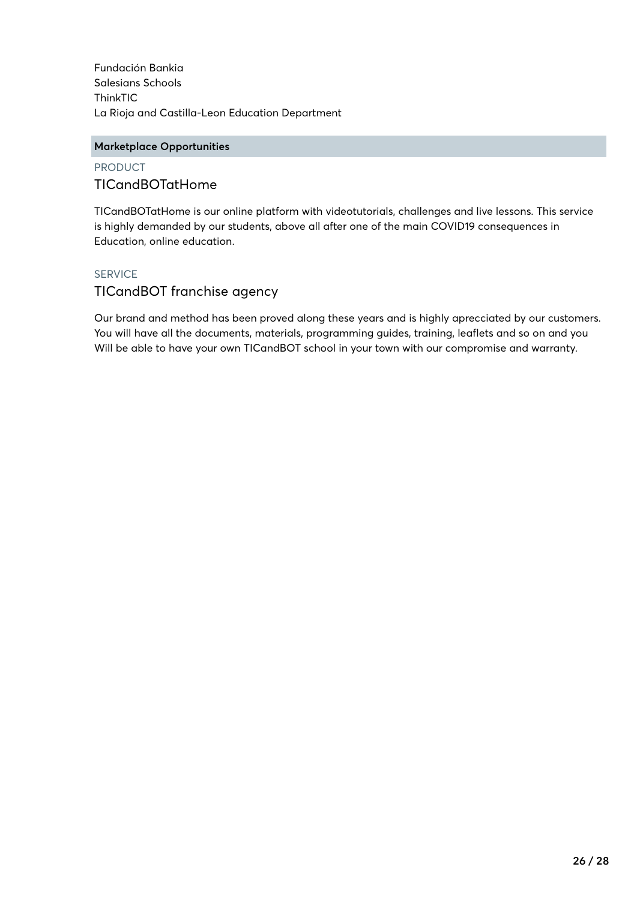Fundación Bankia
Salesians Schools
ThinkTIC
La Rioja and Castilla-Leon Education Department

**Marketplace Opportunities**

PRODUCT

### TICandBOTatHome

TICandBOTatHome is our online platform with videotutorials, challenges and live lessons. This service is highly demanded by our students, above all after one of the main COVID19 consequences in Education, online education.

SERVICE

### TICandBOT franchise agency

Our brand and method has been proved along these years and is highly aprecciated by our customers. You will have all the documents, materials, programming guides, training, leaflets and so on and you Will be able to have your own TICandBOT school in your town with our compromise and warranty.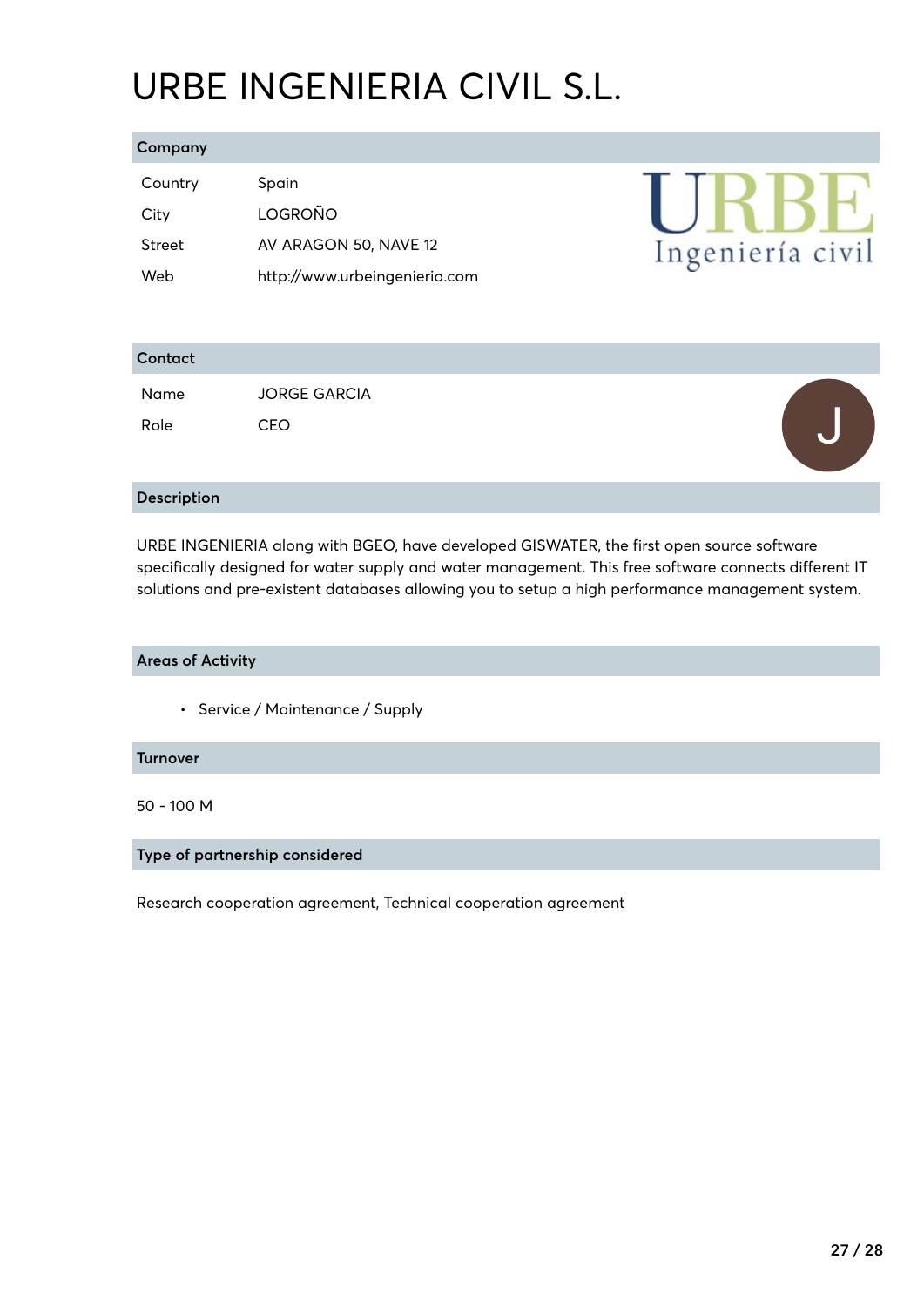# URBE INGENIERIA CIVIL S.L.

## Company

| | |
|---|---|
| Country | Spain |
| City | LOGROÑO |
| Street | AV ARAGON 50, NAVE 12 |
| Web | http://www.urbeingenieria.com |

## Contact

| | |
|---|---|
| Name | JORGE GARCIA |
| Role | CEO |

## Description

URBE INGENIERIA along with BGEO, have developed GISWATER, the first open source software specifically designed for water supply and water management. This free software connects different IT solutions and pre-existent databases allowing you to setup a high performance management system.

## Areas of Activity

- Service / Maintenance / Supply

## Turnover

50 - 100 M

## Type of partnership considered

Research cooperation agreement, Technical cooperation agreement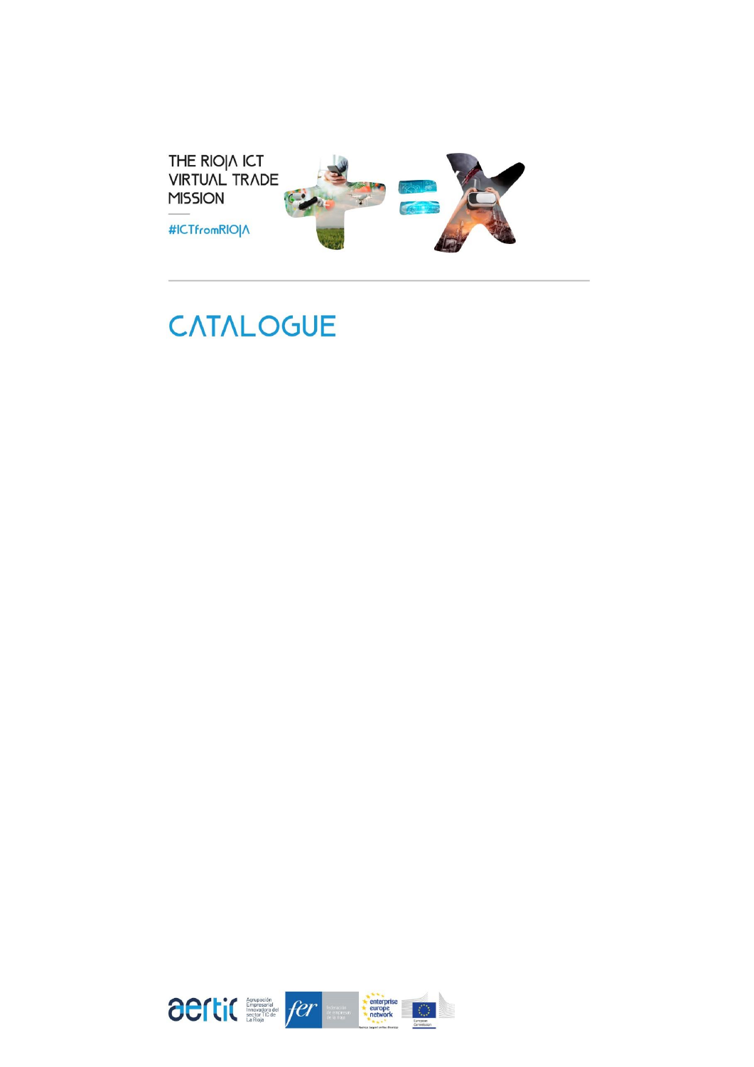THE RIOJA ICT VIRTUAL TRADE MISSION

#ICTfromRIOJA

# CATALOGUE

aertic Agrupación Empresarial Innovadora del sector TIC de La Rioja

fer Federación de empresas de La Rioja

enterprise europe network

European Commission